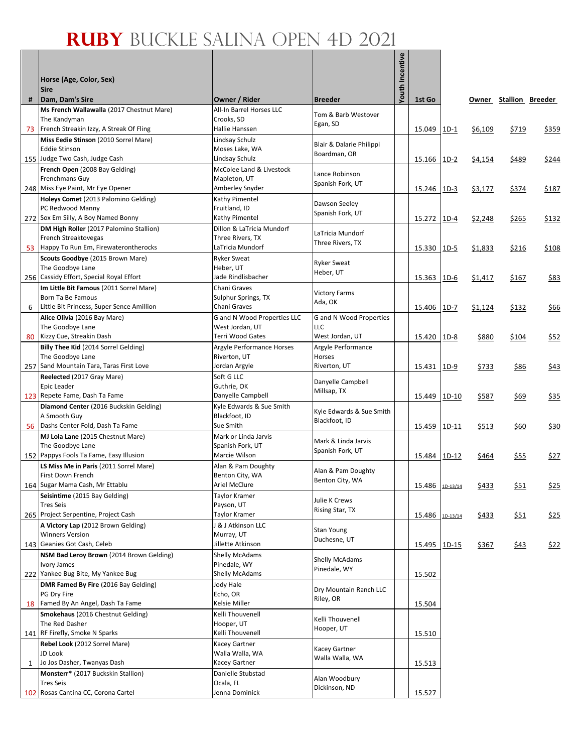# RUBY BUCKLE SALINA OPEN 4D 2021

| # | Horse (Age, Color, Sex)<br>Sire<br>Dam, Dam's Sire | Owner / Rider | Breeder | Youth Incentive | 1st Go | | Owner | Stallion | Breeder |
|---|---|---|---|---|---|---|---|---|---|
| 73 | **Ms French Wallawalla** (2017 Chestnut Mare)<br>The Kandyman<br>French Streakin Izzy, A Streak Of Fling | All-In Barrel Horses LLC<br>Crooks, SD<br>Hallie Hanssen | Tom & Barb Westover<br>Egan, SD | | 15.049 | 1D-1 | $6,109 | $719 | $359 |
| 155 | **Miss Eedie Stinson** (2010 Sorrel Mare)<br>Eddie Stinson<br>Judge Two Cash, Judge Cash | Lindsay Schulz<br>Moses Lake, WA<br>Lindsay Schulz | Blair & Dalarie Philippi<br>Boardman, OR | | 15.166 | 1D-2 | $4,154 | $489 | $244 |
| 248 | **French Open** (2008 Bay Gelding)<br>Frenchmans Guy<br>Miss Eye Paint, Mr Eye Opener | McColee Land & Livestock<br>Mapleton, UT<br>Amberley Snyder | Lance Robinson<br>Spanish Fork, UT | | 15.246 | 1D-3 | $3,177 | $374 | $187 |
| 272 | **Holeys Comet** (2013 Palomino Gelding)<br>PC Redwood Manny<br>Sox Em Silly, A Boy Named Bonny | Kathy Pimentel<br>Fruitland, ID<br>Kathy Pimentel | Dawson Seeley<br>Spanish Fork, UT | | 15.272 | 1D-4 | $2,248 | $265 | $132 |
| 53 | **DM High Roller** (2017 Palomino Stallion)<br>French Streaktovegas<br>Happy To Run Em, Firewaterontherocks | Dillon & LaTricia Mundorf<br>Three Rivers, TX<br>LaTricia Mundorf | LaTricia Mundorf<br>Three Rivers, TX | | 15.330 | 1D-5 | $1,833 | $216 | $108 |
| 256 | **Scouts Goodbye** (2015 Brown Mare)<br>The Goodbye Lane<br>Cassidy Effort, Special Royal Effort | Ryker Sweat<br>Heber, UT<br>Jade Rindlisbacher | Ryker Sweat<br>Heber, UT | | 15.363 | 1D-6 | $1,417 | $167 | $83 |
| 6 | **Im Little Bit Famous** (2011 Sorrel Mare)<br>Born Ta Be Famous<br>Little Bit Princess, Super Sence Amillion | Chani Graves<br>Sulphur Springs, TX<br>Chani Graves | Victory Farms<br>Ada, OK | | 15.406 | 1D-7 | $1,124 | $132 | $66 |
| 80 | **Alice Olivia** (2016 Bay Mare)<br>The Goodbye Lane<br>Kizzy Cue, Streakin Dash | G and N Wood Properties LLC<br>West Jordan, UT<br>Terri Wood Gates | G and N Wood Properties LLC<br>West Jordan, UT | | 15.420 | 1D-8 | $880 | $104 | $52 |
| 257 | **Billy Thee Kid** (2014 Sorrel Gelding)<br>The Goodbye Lane<br>Sand Mountain Tara, Taras First Love | Argyle Performance Horses<br>Riverton, UT<br>Jordan Argyle | Argyle Performance Horses<br>Riverton, UT | | 15.431 | 1D-9 | $733 | $86 | $43 |
| 123 | **Reelected** (2017 Gray Mare)<br>Epic Leader<br>Repete Fame, Dash Ta Fame | Soft G LLC<br>Guthrie, OK<br>Danyelle Campbell | Danyelle Campbell<br>Millsap, TX | | 15.449 | 1D-10 | $587 | $69 | $35 |
| 56 | **Diamond Center** (2016 Buckskin Gelding)<br>A Smooth Guy<br>Dashs Center Fold, Dash Ta Fame | Kyle Edwards & Sue Smith<br>Blackfoot, ID<br>Sue Smith | Kyle Edwards & Sue Smith<br>Blackfoot, ID | | 15.459 | 1D-11 | $513 | $60 | $30 |
| 152 | **MJ Lola Lane** (2015 Chestnut Mare)<br>The Goodbye Lane<br>Pappys Fools Ta Fame, Easy Illusion | Mark or Linda Jarvis<br>Spanish Fork, UT<br>Marcie Wilson | Mark & Linda Jarvis<br>Spanish Fork, UT | | 15.484 | 1D-12 | $464 | $55 | $27 |
| 164 | **LS Miss Me in Paris** (2011 Sorrel Mare)<br>First Down French<br>Sugar Mama Cash, Mr Ettablu | Alan & Pam Doughty<br>Benton City, WA<br>Ariel McClure | Alan & Pam Doughty<br>Benton City, WA | | 15.486 | 1D-13/14 | $433 | $51 | $25 |
| 265 | **Seisintime** (2015 Bay Gelding)<br>Tres Seis<br>Project Serpentine, Project Cash | Taylor Kramer<br>Payson, UT<br>Taylor Kramer | Julie K Crews<br>Rising Star, TX | | 15.486 | 1D-13/14 | $433 | $51 | $25 |
| 143 | **A Victory Lap** (2012 Brown Gelding)<br>Winners Version<br>Geanies Got Cash, Celeb | J & J Atkinson LLC<br>Murray, UT<br>Jillette Atkinson | Stan Young<br>Duchesne, UT | | 15.495 | 1D-15 | $367 | $43 | $22 |
| 222 | **NSM Bad Leroy Brown** (2014 Brown Gelding)<br>Ivory James<br>Yankee Bug Bite, My Yankee Bug | Shelly McAdams<br>Pinedale, WY<br>Shelly McAdams | Shelly McAdams<br>Pinedale, WY | | 15.502 | | | | |
| 18 | **DMR Famed By Fire** (2016 Bay Gelding)<br>PG Dry Fire<br>Famed By An Angel, Dash Ta Fame | Jody Hale<br>Echo, OR<br>Kelsie Miller | Dry Mountain Ranch LLC<br>Riley, OR | | 15.504 | | | | |
| 141 | **Smokehaus** (2016 Chestnut Gelding)<br>The Red Dasher<br>RF Firefly, Smoke N Sparks | Kelli Thouvenell<br>Hooper, UT<br>Kelli Thouvenell | Kelli Thouvenell<br>Hooper, UT | | 15.510 | | | | |
| 1 | **Rebel Look** (2012 Sorrel Mare)<br>JD Look<br>Jo Jos Dasher, Twanyas Dash | Kacey Gartner<br>Walla Walla, WA<br>Kacey Gartner | Kacey Gartner<br>Walla Walla, WA | | 15.513 | | | | |
| 102 | **Monsterr*** (2017 Buckskin Stallion)<br>Tres Seis<br>Rosas Cantina CC, Corona Cartel | Danielle Stubstad<br>Ocala, FL<br>Jenna Dominick | Alan Woodbury<br>Dickinson, ND | | 15.527 | | | | |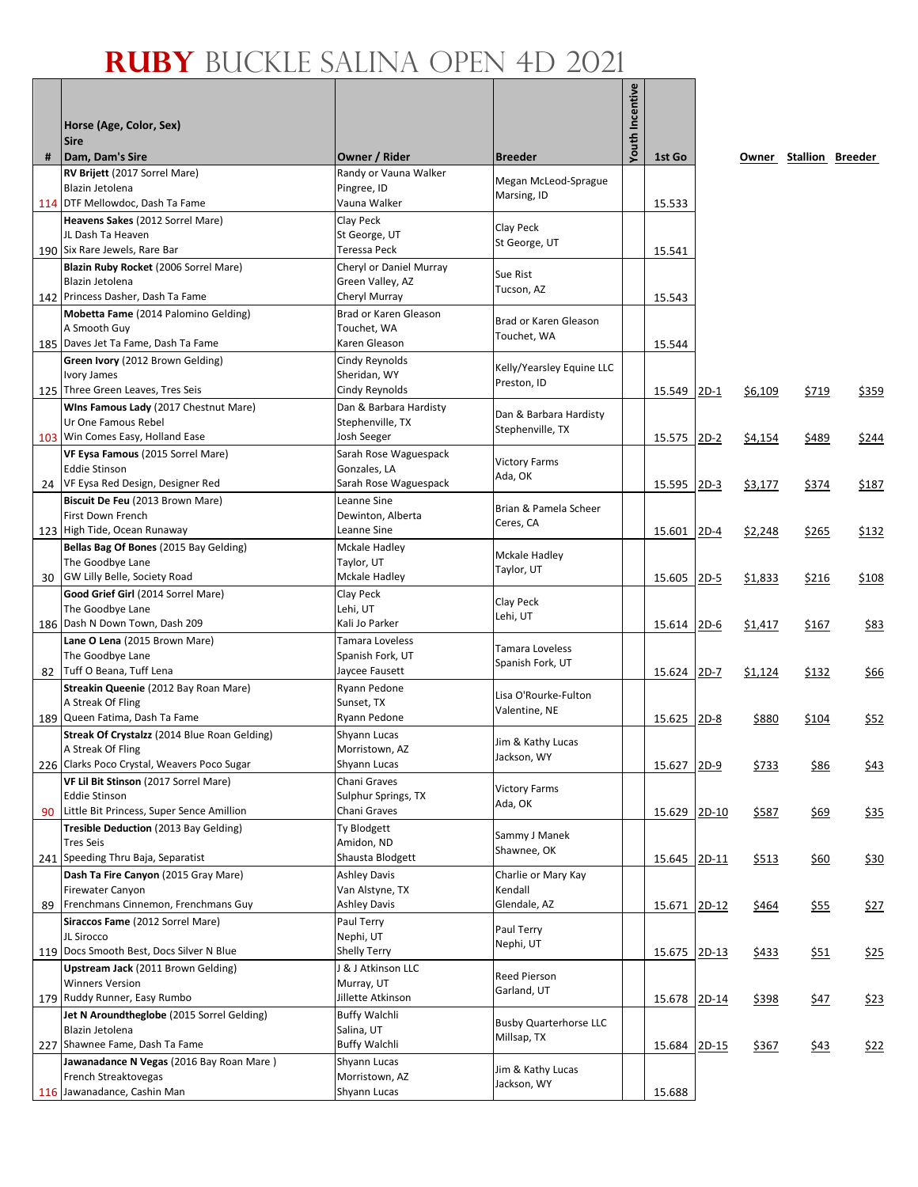# RUBY BUCKLE SALINA OPEN 4D 2021

| # | Horse (Age, Color, Sex)<br>Sire<br>Dam, Dam's Sire | Owner / Rider | Breeder | Youth Incentive | 1st Go | | Owner | Stallion | Breeder |
|---|---|---|---|---|---|---|---|---|---|
| 114 | **RV Brijett** (2017 Sorrel Mare)<br>Blazin Jetolena<br>DTF Mellowdoc, Dash Ta Fame | Randy or Vauna Walker<br>Pingree, ID<br>Vauna Walker | Megan McLeod-Sprague<br>Marsing, ID | | 15.533 | | | | |
| 190 | **Heavens Sakes** (2012 Sorrel Mare)<br>JL Dash Ta Heaven<br>Six Rare Jewels, Rare Bar | Clay Peck<br>St George, UT<br>Teressa Peck | Clay Peck<br>St George, UT | | 15.541 | | | | |
| 142 | **Blazin Ruby Rocket** (2006 Sorrel Mare)<br>Blazin Jetolena<br>Princess Dasher, Dash Ta Fame | Cheryl or Daniel Murray<br>Green Valley, AZ<br>Cheryl Murray | Sue Rist<br>Tucson, AZ | | 15.543 | | | | |
| 185 | **Mobetta Fame** (2014 Palomino Gelding)<br>A Smooth Guy<br>Daves Jet Ta Fame, Dash Ta Fame | Brad or Karen Gleason<br>Touchet, WA<br>Karen Gleason | Brad or Karen Gleason<br>Touchet, WA | | 15.544 | | | | |
| 125 | **Green Ivory** (2012 Brown Gelding)<br>Ivory James<br>Three Green Leaves, Tres Seis | Cindy Reynolds<br>Sheridan, WY<br>Cindy Reynolds | Kelly/Yearsley Equine LLC<br>Preston, ID | | 15.549 | 2D-1 | $6,109 | $719 | $359 |
| 103 | **WIns Famous Lady** (2017 Chestnut Mare)<br>Ur One Famous Rebel<br>Win Comes Easy, Holland Ease | Dan & Barbara Hardisty<br>Stephenville, TX<br>Josh Seeger | Dan & Barbara Hardisty<br>Stephenville, TX | | 15.575 | 2D-2 | $4,154 | $489 | $244 |
| 24 | **VF Eysa Famous** (2015 Sorrel Mare)<br>Eddie Stinson<br>VF Eysa Red Design, Designer Red | Sarah Rose Waguespack<br>Gonzales, LA<br>Sarah Rose Waguespack | Victory Farms<br>Ada, OK | | 15.595 | 2D-3 | $3,177 | $374 | $187 |
| 123 | **Biscuit De Feu** (2013 Brown Mare)<br>First Down French<br>High Tide, Ocean Runaway | Leanne Sine<br>Dewinton, Alberta<br>Leanne Sine | Brian & Pamela Scheer<br>Ceres, CA | | 15.601 | 2D-4 | $2,248 | $265 | $132 |
| 30 | **Bellas Bag Of Bones** (2015 Bay Gelding)<br>The Goodbye Lane<br>GW Lilly Belle, Society Road | Mckale Hadley<br>Taylor, UT<br>Mckale Hadley | Mckale Hadley<br>Taylor, UT | | 15.605 | 2D-5 | $1,833 | $216 | $108 |
| 186 | **Good Grief Girl** (2014 Sorrel Mare)<br>The Goodbye Lane<br>Dash N Down Town, Dash 209 | Clay Peck<br>Lehi, UT<br>Kali Jo Parker | Clay Peck<br>Lehi, UT | | 15.614 | 2D-6 | $1,417 | $167 | $83 |
| 82 | **Lane O Lena** (2015 Brown Mare)<br>The Goodbye Lane<br>Tuff O Beana, Tuff Lena | Tamara Loveless<br>Spanish Fork, UT<br>Jaycee Fausett | Tamara Loveless<br>Spanish Fork, UT | | 15.624 | 2D-7 | $1,124 | $132 | $66 |
| 189 | **Streakin Queenie** (2012 Bay Roan Mare)<br>A Streak Of Fling<br>Queen Fatima, Dash Ta Fame | Ryann Pedone<br>Sunset, TX<br>Ryann Pedone | Lisa O'Rourke-Fulton<br>Valentine, NE | | 15.625 | 2D-8 | $880 | $104 | $52 |
| 226 | **Streak Of Crystalzz** (2014 Blue Roan Gelding)<br>A Streak Of Fling<br>Clarks Poco Crystal, Weavers Poco Sugar | Shyann Lucas<br>Morristown, AZ<br>Shyann Lucas | Jim & Kathy Lucas<br>Jackson, WY | | 15.627 | 2D-9 | $733 | $86 | $43 |
| 90 | **VF Lil Bit Stinson** (2017 Sorrel Mare)<br>Eddie Stinson<br>Little Bit Princess, Super Sence Amillion | Chani Graves<br>Sulphur Springs, TX<br>Chani Graves | Victory Farms<br>Ada, OK | | 15.629 | 2D-10 | $587 | $69 | $35 |
| 241 | **Tresible Deduction** (2013 Bay Gelding)<br>Tres Seis<br>Speeding Thru Baja, Separatist | Ty Blodgett<br>Amidon, ND<br>Shausta Blodgett | Sammy J Manek<br>Shawnee, OK | | 15.645 | 2D-11 | $513 | $60 | $30 |
| 89 | **Dash Ta Fire Canyon** (2015 Gray Mare)<br>Firewater Canyon<br>Frenchmans Cinnemon, Frenchmans Guy | Ashley Davis<br>Van Alstyne, TX<br>Ashley Davis | Charlie or Mary Kay Kendall<br>Glendale, AZ | | 15.671 | 2D-12 | $464 | $55 | $27 |
| 119 | **Siraccos Fame** (2012 Sorrel Mare)<br>JL Sirocco<br>Docs Smooth Best, Docs Silver N Blue | Paul Terry<br>Nephi, UT<br>Shelly Terry | Paul Terry<br>Nephi, UT | | 15.675 | 2D-13 | $433 | $51 | $25 |
| 179 | **Upstream Jack** (2011 Brown Gelding)<br>Winners Version<br>Ruddy Runner, Easy Rumbo | J & J Atkinson LLC<br>Murray, UT<br>Jillette Atkinson | Reed Pierson<br>Garland, UT | | 15.678 | 2D-14 | $398 | $47 | $23 |
| 227 | **Jet N Aroundtheglobe** (2015 Sorrel Gelding)<br>Blazin Jetolena<br>Shawnee Fame, Dash Ta Fame | Buffy Walchli<br>Salina, UT<br>Buffy Walchli | Busby Quarterhorse LLC<br>Millsap, TX | | 15.684 | 2D-15 | $367 | $43 | $22 |
| 116 | **Jawanadance N Vegas** (2016 Bay Roan Mare )<br>French Streaktovegas<br>Jawanadance, Cashin Man | Shyann Lucas<br>Morristown, AZ<br>Shyann Lucas | Jim & Kathy Lucas<br>Jackson, WY | | 15.688 | | | | |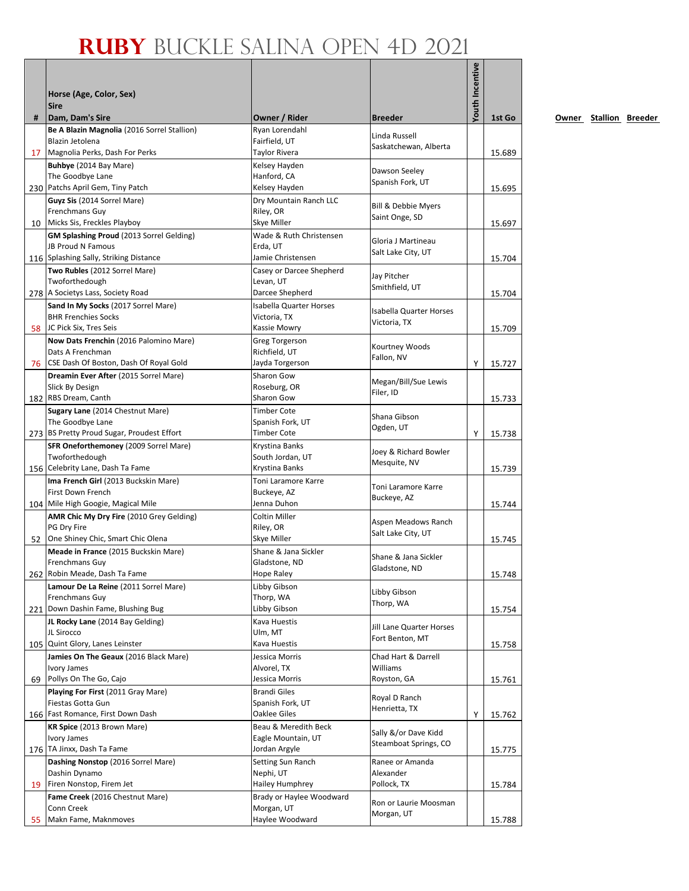# RUBY BUCKLE SALINA OPEN 4D 2021

| # | Horse (Age, Color, Sex) Sire Dam, Dam's Sire | Owner / Rider | Breeder | Youth Incentive | 1st Go |
|---|---|---|---|---|---|
| 17 | **Be A Blazin Magnolia** (2016 Sorrel Stallion) Blazin Jetolena Magnolia Perks, Dash For Perks | Ryan Lorendahl Fairfield, UT Taylor Rivera | Linda Russell Saskatchewan, Alberta | | 15.689 |
| 230 | **Buhbye** (2014 Bay Mare) The Goodbye Lane Patchs April Gem, Tiny Patch | Kelsey Hayden Hanford, CA Kelsey Hayden | Dawson Seeley Spanish Fork, UT | | 15.695 |
| 10 | **Guyz Sis** (2014 Sorrel Mare) Frenchmans Guy Micks Sis, Freckles Playboy | Dry Mountain Ranch LLC Riley, OR Skye Miller | Bill & Debbie Myers Saint Onge, SD | | 15.697 |
| 116 | **GM Splashing Proud** (2013 Sorrel Gelding) JB Proud N Famous Splashing Sally, Striking Distance | Wade & Ruth Christensen Erda, UT Jamie Christensen | Gloria J Martineau Salt Lake City, UT | | 15.704 |
| 278 | **Two Rubles** (2012 Sorrel Mare) Twoforthedough A Societys Lass, Society Road | Casey or Darcee Shepherd Levan, UT Darcee Shepherd | Jay Pitcher Smithfield, UT | | 15.704 |
| 58 | **Sand In My Socks** (2017 Sorrel Mare) BHR Frenchies Socks JC Pick Six, Tres Seis | Isabella Quarter Horses Victoria, TX Kassie Mowry | Isabella Quarter Horses Victoria, TX | | 15.709 |
| 76 | **Now Dats Frenchin** (2016 Palomino Mare) Dats A Frenchman CSE Dash Of Boston, Dash Of Royal Gold | Greg Torgerson Richfield, UT Jayda Torgerson | Kourtney Woods Fallon, NV | Y | 15.727 |
| 182 | **Dreamin Ever After** (2015 Sorrel Mare) Slick By Design RBS Dream, Canth | Sharon Gow Roseburg, OR Sharon Gow | Megan/Bill/Sue Lewis Filer, ID | | 15.733 |
| 273 | **Sugary Lane** (2014 Chestnut Mare) The Goodbye Lane BS Pretty Proud Sugar, Proudest Effort | Timber Cote Spanish Fork, UT Timber Cote | Shana Gibson Ogden, UT | Y | 15.738 |
| 156 | **SFR Oneforthemoney** (2009 Sorrel Mare) Twoforthedough Celebrity Lane, Dash Ta Fame | Krystina Banks South Jordan, UT Krystina Banks | Joey & Richard Bowler Mesquite, NV | | 15.739 |
| 104 | **Ima French Girl** (2013 Buckskin Mare) First Down French Mile High Googie, Magical Mile | Toni Laramore Karre Buckeye, AZ Jenna Duhon | Toni Laramore Karre Buckeye, AZ | | 15.744 |
| 52 | **AMR Chic My Dry Fire** (2010 Grey Gelding) PG Dry Fire One Shiney Chic, Smart Chic Olena | Coltin Miller Riley, OR Skye Miller | Aspen Meadows Ranch Salt Lake City, UT | | 15.745 |
| 262 | **Meade in France** (2015 Buckskin Mare) Frenchmans Guy Robin Meade, Dash Ta Fame | Shane & Jana Sickler Gladstone, ND Hope Raley | Shane & Jana Sickler Gladstone, ND | | 15.748 |
| 221 | **Lamour De La Reine** (2011 Sorrel Mare) Frenchmans Guy Down Dashin Fame, Blushing Bug | Libby Gibson Thorp, WA Libby Gibson | Libby Gibson Thorp, WA | | 15.754 |
| 105 | **JL Rocky Lane** (2014 Bay Gelding) JL Sirocco Quint Glory, Lanes Leinster | Kava Huestis Ulm, MT Kava Huestis | Jill Lane Quarter Horses Fort Benton, MT | | 15.758 |
| 69 | **Jamies On The Geaux** (2016 Black Mare) Ivory James Pollys On The Go, Cajo | Jessica Morris Alvorel, TX Jessica Morris | Chad Hart & Darrell Williams Royston, GA | | 15.761 |
| 166 | **Playing For First** (2011 Gray Mare) Fiestas Gotta Gun Fast Romance, First Down Dash | Brandi Giles Spanish Fork, UT Oaklee Giles | Royal D Ranch Henrietta, TX | Y | 15.762 |
| 176 | **KR Spice** (2013 Brown Mare) Ivory James TA Jinxx, Dash Ta Fame | Beau & Meredith Beck Eagle Mountain, UT Jordan Argyle | Sally &/or Dave Kidd Steamboat Springs, CO | | 15.775 |
| 19 | **Dashing Nonstop** (2016 Sorrel Mare) Dashin Dynamo Firen Nonstop, Firem Jet | Setting Sun Ranch Nephi, UT Hailey Humphrey | Ranee or Amanda Alexander Pollock, TX | | 15.784 |
| 55 | **Fame Creek** (2016 Chestnut Mare) Conn Creek Makn Fame, Maknmoves | Brady or Haylee Woodward Morgan, UT Haylee Woodward | Ron or Laurie Moosman Morgan, UT | | 15.788 |

**Owner** **Stallion** **Breeder**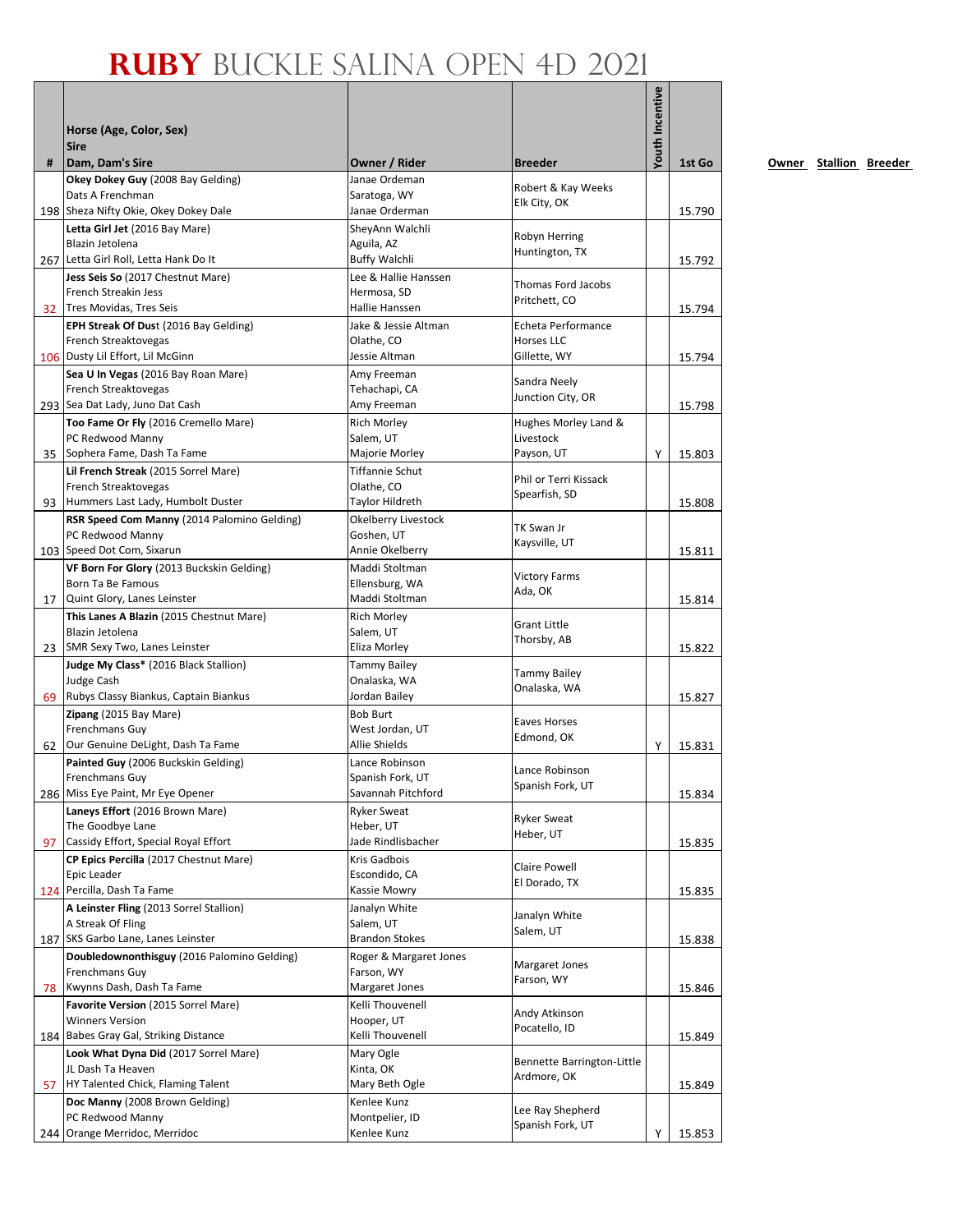# RUBY BUCKLE SALINA OPEN 4D 2021

| # | Horse (Age, Color, Sex)<br>Sire<br>Dam, Dam's Sire | Owner / Rider | Breeder | Youth Incentive | 1st Go |
|---|---|---|---|---|---|
| 198 | **Okey Dokey Guy** (2008 Bay Gelding)<br>Dats A Frenchman<br>Sheza Nifty Okie, Okey Dokey Dale | Janae Orderman<br>Saratoga, WY<br>Janae Orderman | Robert & Kay Weeks<br>Elk City, OK | | 15.790 |
| 267 | **Letta Girl Jet** (2016 Bay Mare)<br>Blazin Jetolena<br>Letta Girl Roll, Letta Hank Do It | SheyAnn Walchli<br>Aguila, AZ<br>Buffy Walchli | Robyn Herring<br>Huntington, TX | | 15.792 |
| 32 | **Jess Seis So** (2017 Chestnut Mare)<br>French Streakin Jess<br>Tres Movidas, Tres Seis | Lee & Hallie Hanssen<br>Hermosa, SD<br>Hallie Hanssen | Thomas Ford Jacobs<br>Pritchett, CO | | 15.794 |
| 106 | **EPH Streak Of Dust** (2016 Bay Gelding)<br>French Streaktovegas<br>Dusty Lil Effort, Lil McGinn | Jake & Jessie Altman<br>Olathe, CO<br>Jessie Altman | Echeta Performance Horses LLC<br>Gillette, WY | | 15.794 |
| 293 | **Sea U In Vegas** (2016 Bay Roan Mare)<br>French Streaktovegas<br>Sea Dat Lady, Juno Dat Cash | Amy Freeman<br>Tehachapi, CA<br>Amy Freeman | Sandra Neely<br>Junction City, OR | | 15.798 |
| 35 | **Too Fame Or Fly** (2016 Cremello Mare)<br>PC Redwood Manny<br>Sophera Fame, Dash Ta Fame | Rich Morley<br>Salem, UT<br>Majorie Morley | Hughes Morley Land & Livestock<br>Payson, UT | Y | 15.803 |
| 93 | **Lil French Streak** (2015 Sorrel Mare)<br>French Streaktovegas<br>Hummers Last Lady, Humbolt Duster | Tiffannie Schut<br>Olathe, CO<br>Taylor Hildreth | Phil or Terri Kissack<br>Spearfish, SD | | 15.808 |
| 103 | **RSR Speed Com Manny** (2014 Palomino Gelding)<br>PC Redwood Manny<br>Speed Dot Com, Sixarun | Okelberry Livestock<br>Goshen, UT<br>Annie Okelberry | TK Swan Jr<br>Kaysville, UT | | 15.811 |
| 17 | **VF Born For Glory** (2013 Buckskin Gelding)<br>Born Ta Be Famous<br>Quint Glory, Lanes Leinster | Maddi Stoltman<br>Ellensburg, WA<br>Maddi Stoltman | Victory Farms<br>Ada, OK | | 15.814 |
| 23 | **This Lanes A Blazin** (2015 Chestnut Mare)<br>Blazin Jetolena<br>SMR Sexy Two, Lanes Leinster | Rich Morley<br>Salem, UT<br>Eliza Morley | Grant Little<br>Thorsby, AB | | 15.822 |
| 69 | **Judge My Class*** (2016 Black Stallion)<br>Judge Cash<br>Rubys Classy Biankus, Captain Biankus | Tammy Bailey<br>Onalaska, WA<br>Jordan Bailey | Tammy Bailey<br>Onalaska, WA | | 15.827 |
| 62 | **Zipang** (2015 Bay Mare)<br>Frenchmans Guy<br>Our Genuine DeLight, Dash Ta Fame | Bob Burt<br>West Jordan, UT<br>Allie Shields | Eaves Horses<br>Edmond, OK | Y | 15.831 |
| 286 | **Painted Guy** (2006 Buckskin Gelding)<br>Frenchmans Guy<br>Miss Eye Paint, Mr Eye Opener | Lance Robinson<br>Spanish Fork, UT<br>Savannah Pitchford | Lance Robinson<br>Spanish Fork, UT | | 15.834 |
| 97 | **Laneys Effort** (2016 Brown Mare)<br>The Goodbye Lane<br>Cassidy Effort, Special Royal Effort | Ryker Sweat<br>Heber, UT<br>Jade Rindlisbacher | Ryker Sweat<br>Heber, UT | | 15.835 |
| 124 | **CP Epics Percilla** (2017 Chestnut Mare)<br>Epic Leader<br>Percilla, Dash Ta Fame | Kris Gadbois<br>Escondido, CA<br>Kassie Mowry | Claire Powell<br>El Dorado, TX | | 15.835 |
| 187 | **A Leinster Fling** (2013 Sorrel Stallion)<br>A Streak Of Fling<br>SKS Garbo Lane, Lanes Leinster | Janalyn White<br>Salem, UT<br>Brandon Stokes | Janalyn White<br>Salem, UT | | 15.838 |
| 78 | **Doubledownonthisguy** (2016 Palomino Gelding)<br>Frenchmans Guy<br>Kwynns Dash, Dash Ta Fame | Roger & Margaret Jones<br>Farson, WY<br>Margaret Jones | Margaret Jones<br>Farson, WY | | 15.846 |
| 184 | **Favorite Version** (2015 Sorrel Mare)<br>Winners Version<br>Babes Gray Gal, Striking Distance | Kelli Thouvenell<br>Hooper, UT<br>Kelli Thouvenell | Andy Atkinson<br>Pocatello, ID | | 15.849 |
| 57 | **Look What Dyna Did** (2017 Sorrel Mare)<br>JL Dash Ta Heaven<br>HY Talented Chick, Flaming Talent | Mary Ogle<br>Kinta, OK<br>Mary Beth Ogle | Bennette Barrington-Little<br>Ardmore, OK | | 15.849 |
| 244 | **Doc Manny** (2008 Brown Gelding)<br>PC Redwood Manny<br>Orange Merridoc, Merridoc | Kenlee Kunz<br>Montpelier, ID<br>Kenlee Kunz | Lee Ray Shepherd<br>Spanish Fork, UT | Y | 15.853 |

Owner Stallion Breeder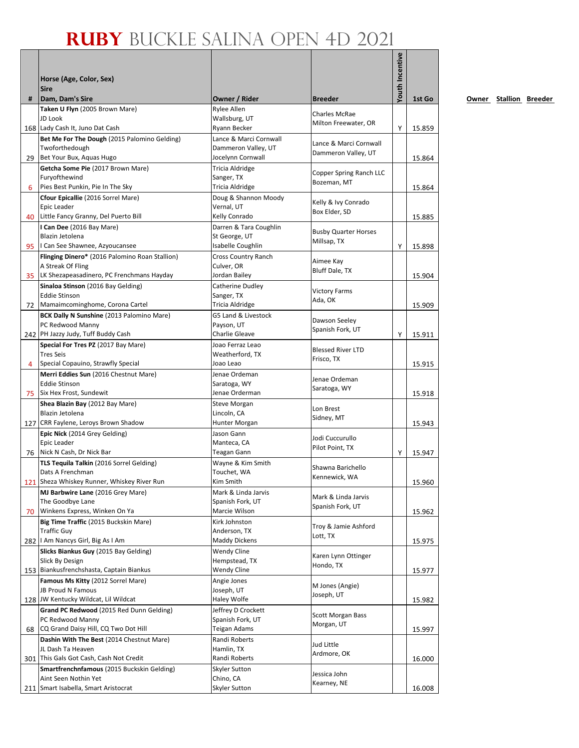# RUBY BUCKLE SALINA OPEN 4D 2021

| # | Horse (Age, Color, Sex)<br>Sire<br>Dam, Dam's Sire | Owner / Rider | Breeder | Youth Incentive | 1st Go |
|---|---|---|---|---|---|
| 168 | **Taken U Flyn** (2005 Brown Mare)<br>JD Look<br>Lady Cash It, Juno Dat Cash | Rylee Allen<br>Wallsburg, UT<br>Ryann Becker | Charles McRae<br>Milton Freewater, OR | Y | 15.859 |
| 29 | **Bet Me For The Dough** (2015 Palomino Gelding)<br>Twoforthedough<br>Bet Your Bux, Aquas Hugo | Lance & Marci Cornwall<br>Dammeron Valley, UT<br>Jocelynn Cornwall | Lance & Marci Cornwall<br>Dammeron Valley, UT | | 15.864 |
| 6 | **Getcha Some Pie** (2017 Brown Mare)<br>Furyofthewind<br>Pies Best Punkin, Pie In The Sky | Tricia Aldridge<br>Sanger, TX<br>Tricia Aldridge | Copper Spring Ranch LLC<br>Bozeman, MT | | 15.864 |
| 40 | **Cfour Epicallie** (2016 Sorrel Mare)<br>Epic Leader<br>Little Fancy Granny, Del Puerto Bill | Doug & Shannon Moody<br>Vernal, UT<br>Kelly Conrado | Kelly & Ivy Conrado<br>Box Elder, SD | | 15.885 |
| 95 | **I Can Dee** (2016 Bay Mare)<br>Blazin Jetolena<br>I Can See Shawnee, Azyoucansee | Darren & Tara Coughlin<br>St George, UT<br>Isabelle Coughlin | Busby Quarter Horses<br>Millsap, TX | Y | 15.898 |
| 35 | **Flinging Dinero*** (2016 Palomino Roan Stallion)<br>A Streak Of Fling<br>LK Shezapeasadinero, PC Frenchmans Hayday | Cross Country Ranch<br>Culver, OR<br>Jordan Bailey | Aimee Kay<br>Bluff Dale, TX | | 15.904 |
| 72 | **Sinaloa Stinson** (2016 Bay Gelding)<br>Eddie Stinson<br>Mamaimcominghome, Corona Cartel | Catherine Dudley<br>Sanger, TX<br>Tricia Aldridge | Victory Farms<br>Ada, OK | | 15.909 |
| 242 | **BCK Dally N Sunshine** (2013 Palomino Mare)<br>PC Redwood Manny<br>PH Jazzy Judy, Tuff Buddy Cash | G5 Land & Livestock<br>Payson, UT<br>Charlie Gleave | Dawson Seeley<br>Spanish Fork, UT | Y | 15.911 |
| 4 | **Special For Tres PZ** (2017 Bay Mare)<br>Tres Seis<br>Special Copauino, Strawfly Special | Joao Ferraz Leao<br>Weatherford, TX<br>Joao Leao | Blessed River LTD<br>Frisco, TX | | 15.915 |
| 75 | **Merri Eddies Sun** (2016 Chestnut Mare)<br>Eddie Stinson<br>Six Hex Frost, Sundewit | Jenae Ordeman<br>Saratoga, WY<br>Jenae Ordeman | Jenae Ordeman<br>Saratoga, WY | | 15.918 |
| 127 | **Shea Blazin Bay** (2012 Bay Mare)<br>Blazin Jetolena<br>CRR Faylene, Leroys Brown Shadow | Steve Morgan<br>Lincoln, CA<br>Hunter Morgan | Lon Brest<br>Sidney, MT | | 15.943 |
| 76 | **Epic Nick** (2014 Grey Gelding)<br>Epic Leader<br>Nick N Cash, Dr Nick Bar | Jason Gann<br>Manteca, CA<br>Teagan Gann | Jodi Cuccurullo<br>Pilot Point, TX | Y | 15.947 |
| 121 | **TLS Tequila Talkin** (2016 Sorrel Gelding)<br>Dats A Frenchman<br>Sheza Whiskey Runner, Whiskey River Run | Wayne & Kim Smith<br>Touchet, WA<br>Kim Smith | Shawna Barichello<br>Kennewick, WA | | 15.960 |
| 70 | **MJ Barbwire Lane** (2016 Grey Mare)<br>The Goodbye Lane<br>Winkens Express, Winken On Ya | Mark & Linda Jarvis<br>Spanish Fork, UT<br>Marcie Wilson | Mark & Linda Jarvis<br>Spanish Fork, UT | | 15.962 |
| 282 | **Big Time Traffic** (2015 Buckskin Mare)<br>Traffic Guy<br>I Am Nancys Girl, Big As I Am | Kirk Johnston<br>Anderson, TX<br>Maddy Dickens | Troy & Jamie Ashford<br>Lott, TX | | 15.975 |
| 153 | **Slicks Biankus Guy** (2015 Bay Gelding)<br>Slick By Design<br>Biankusfrenchshasta, Captain Biankus | Wendy Cline<br>Hempstead, TX<br>Wendy Cline | Karen Lynn Ottinger<br>Hondo, TX | | 15.977 |
| 128 | **Famous Ms Kitty** (2012 Sorrel Mare)<br>JB Proud N Famous<br>JW Kentucky Wildcat, Lil Wildcat | Angie Jones<br>Joseph, UT<br>Haley Wolfe | M Jones (Angie)<br>Joseph, UT | | 15.982 |
| 68 | **Grand PC Redwood** (2015 Red Dunn Gelding)<br>PC Redwood Manny<br>CQ Grand Daisy Hill, CQ Two Dot Hill | Jeffrey D Crockett<br>Spanish Fork, UT<br>Teigan Adams | Scott Morgan Bass<br>Morgan, UT | | 15.997 |
| 301 | **Dashin With The Best** (2014 Chestnut Mare)<br>JL Dash Ta Heaven<br>This Gals Got Cash, Cash Not Credit | Randi Roberts<br>Hamlin, TX<br>Randi Roberts | Jud Little<br>Ardmore, OK | | 16.000 |
| 211 | **Smartfrenchnfamous** (2015 Buckskin Gelding)<br>Aint Seen Nothin Yet<br>Smart Isabella, Smart Aristocrat | Skyler Sutton<br>Chino, CA<br>Skyler Sutton | Jessica John<br>Kearney, NE | | 16.008 |

Owner Stallion Breeder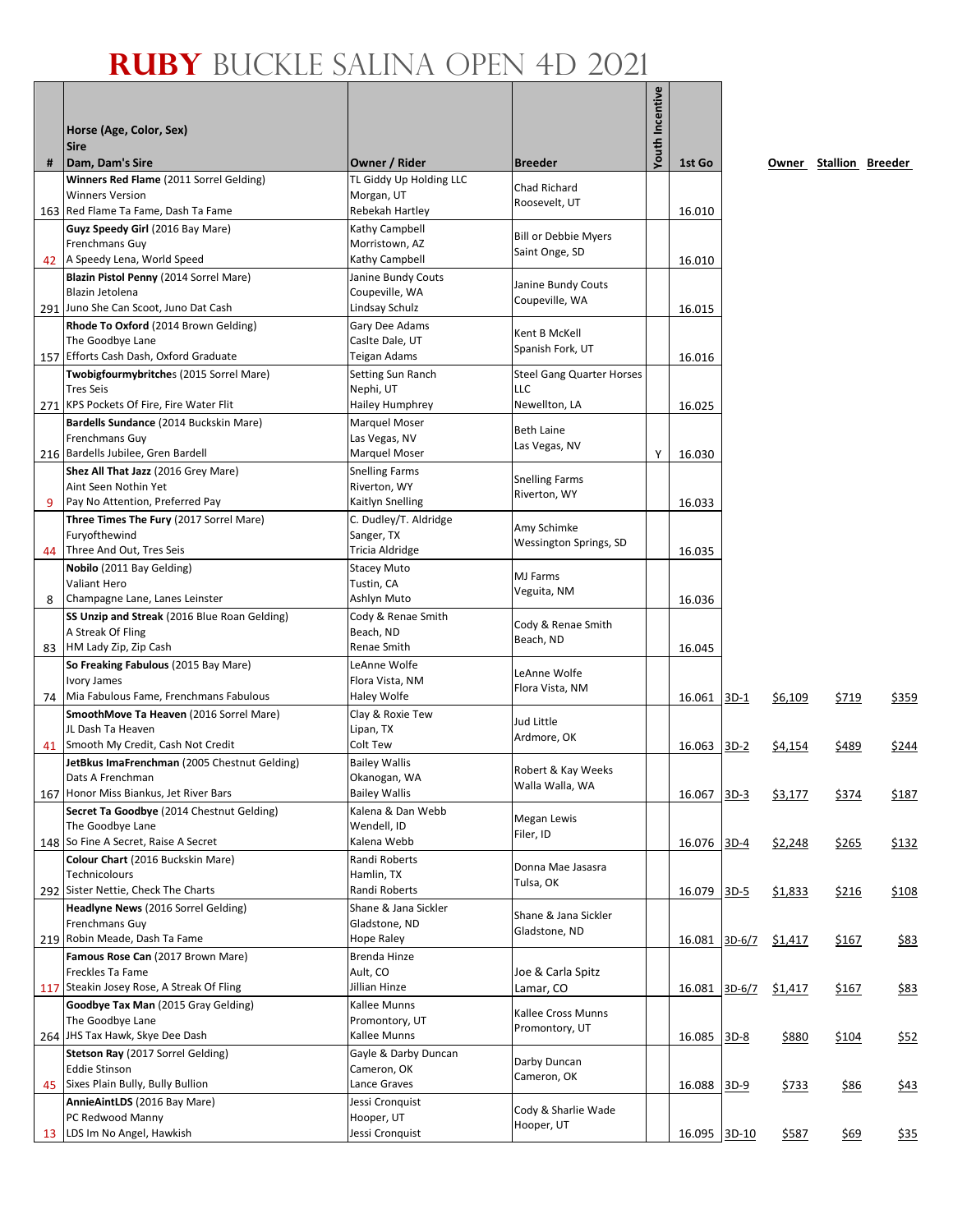# RUBY BUCKLE SALINA OPEN 4D 2021

| # | Horse (Age, Color, Sex)<br>Sire<br>Dam, Dam's Sire | Owner / Rider | Breeder | Youth Incentive | 1st Go | | Owner | Stallion | Breeder |
|---|---|---|---|---|---|---|---|---|---|
| 163 | **Winners Red Flame** (2011 Sorrel Gelding)<br>Winners Version<br>Red Flame Ta Fame, Dash Ta Fame | TL Giddy Up Holding LLC<br>Morgan, UT<br>Rebekah Hartley | Chad Richard<br>Roosevelt, UT | | 16.010 | | | | |
| 42 | **Guyz Speedy Girl** (2016 Bay Mare)<br>Frenchmans Guy<br>A Speedy Lena, World Speed | Kathy Campbell<br>Morristown, AZ<br>Kathy Campbell | Bill or Debbie Myers<br>Saint Onge, SD | | 16.010 | | | | |
| 291 | **Blazin Pistol Penny** (2014 Sorrel Mare)<br>Blazin Jetolena<br>Juno She Can Scoot, Juno Dat Cash | Janine Bundy Couts<br>Coupeville, WA<br>Lindsay Schulz | Janine Bundy Couts<br>Coupeville, WA | | 16.015 | | | | |
| 157 | **Rhode To Oxford** (2014 Brown Gelding)<br>The Goodbye Lane<br>Efforts Cash Dash, Oxford Graduate | Gary Dee Adams<br>Caslte Dale, UT<br>Teigan Adams | Kent B McKell<br>Spanish Fork, UT | | 16.016 | | | | |
| 271 | **Twobigfourmybritches** (2015 Sorrel Mare)<br>Tres Seis<br>KPS Pockets Of Fire, Fire Water Flit | Setting Sun Ranch<br>Nephi, UT<br>Hailey Humphrey | Steel Gang Quarter Horses LLC<br>Newellton, LA | | 16.025 | | | | |
| 216 | **Bardells Sundance** (2014 Buckskin Mare)<br>Frenchmans Guy<br>Bardells Jubilee, Gren Bardell | Marquel Moser<br>Las Vegas, NV<br>Marquel Moser | Beth Laine<br>Las Vegas, NV | Y | 16.030 | | | | |
| 9 | **Shez All That Jazz** (2016 Grey Mare)<br>Aint Seen Nothin Yet<br>Pay No Attention, Preferred Pay | Snelling Farms<br>Riverton, WY<br>Kaitlyn Snelling | Snelling Farms<br>Riverton, WY | | 16.033 | | | | |
| 44 | **Three Times The Fury** (2017 Sorrel Mare)<br>Furyofthewind<br>Three And Out, Tres Seis | C. Dudley/T. Aldridge<br>Sanger, TX<br>Tricia Aldridge | Amy Schimke<br>Wessington Springs, SD | | 16.035 | | | | |
| 8 | **Nobilo** (2011 Bay Gelding)<br>Valiant Hero<br>Champagne Lane, Lanes Leinster | Stacey Muto<br>Tustin, CA<br>Ashlyn Muto | MJ Farms<br>Veguita, NM | | 16.036 | | | | |
| 83 | **SS Unzip and Streak** (2016 Blue Roan Gelding)<br>A Streak Of Fling<br>HM Lady Zip, Zip Cash | Cody & Renae Smith<br>Beach, ND<br>Renae Smith | Cody & Renae Smith<br>Beach, ND | | 16.045 | | | | |
| 74 | **So Freaking Fabulous** (2015 Bay Mare)<br>Ivory James<br>Mia Fabulous Fame, Frenchmans Fabulous | LeAnne Wolfe<br>Flora Vista, NM<br>Haley Wolfe | LeAnne Wolfe<br>Flora Vista, NM | | 16.061 | 3D-1 | $6,109 | $719 | $359 |
| 41 | **SmoothMove Ta Heaven** (2016 Sorrel Mare)<br>JL Dash Ta Heaven<br>Smooth My Credit, Cash Not Credit | Clay & Roxie Tew<br>Lipan, TX<br>Colt Tew | Jud Little<br>Ardmore, OK | | 16.063 | 3D-2 | $4,154 | $489 | $244 |
| 167 | **JetBkus ImaFrenchman** (2005 Chestnut Gelding)<br>Dats A Frenchman<br>Honor Miss Biankus, Jet River Bars | Bailey Wallis<br>Okanogan, WA<br>Bailey Wallis | Robert & Kay Weeks<br>Walla Walla, WA | | 16.067 | 3D-3 | $3,177 | $374 | $187 |
| 148 | **Secret Ta Goodbye** (2014 Chestnut Gelding)<br>The Goodbye Lane<br>So Fine A Secret, Raise A Secret | Kalena & Dan Webb<br>Wendell, ID<br>Kalena Webb | Megan Lewis<br>Filer, ID | | 16.076 | 3D-4 | $2,248 | $265 | $132 |
| 292 | **Colour Chart** (2016 Buckskin Mare)<br>Technicolours<br>Sister Nettie, Check The Charts | Randi Roberts<br>Hamlin, TX<br>Randi Roberts | Donna Mae Jasasra<br>Tulsa, OK | | 16.079 | 3D-5 | $1,833 | $216 | $108 |
| 219 | **Headlyne News** (2016 Sorrel Gelding)<br>Frenchmans Guy<br>Robin Meade, Dash Ta Fame | Shane & Jana Sickler<br>Gladstone, ND<br>Hope Raley | Shane & Jana Sickler<br>Gladstone, ND | | 16.081 | 3D-6/7 | $1,417 | $167 | $83 |
| 117 | **Famous Rose Can** (2017 Brown Mare)<br>Freckles Ta Fame<br>Steakin Josey Rose, A Streak Of Fling | Brenda Hinze<br>Ault, CO<br>Jillian Hinze | Joe & Carla Spitz<br>Lamar, CO | | 16.081 | 3D-6/7 | $1,417 | $167 | $83 |
| 264 | **Goodbye Tax Man** (2015 Gray Gelding)<br>The Goodbye Lane<br>JHS Tax Hawk, Skye Dee Dash | Kallee Munns<br>Promontory, UT<br>Kallee Munns | Kallee Cross Munns<br>Promontory, UT | | 16.085 | 3D-8 | $880 | $104 | $52 |
| 45 | **Stetson Ray** (2017 Sorrel Gelding)<br>Eddie Stinson<br>Sixes Plain Bully, Bully Bullion | Gayle & Darby Duncan<br>Cameron, OK<br>Lance Graves | Darby Duncan<br>Cameron, OK | | 16.088 | 3D-9 | $733 | $86 | $43 |
| 13 | **AnnieAintLDS** (2016 Bay Mare)<br>PC Redwood Manny<br>LDS Im No Angel, Hawkish | Jessi Cronquist<br>Hooper, UT<br>Jessi Cronquist | Cody & Sharlie Wade<br>Hooper, UT | | 16.095 | 3D-10 | $587 | $69 | $35 |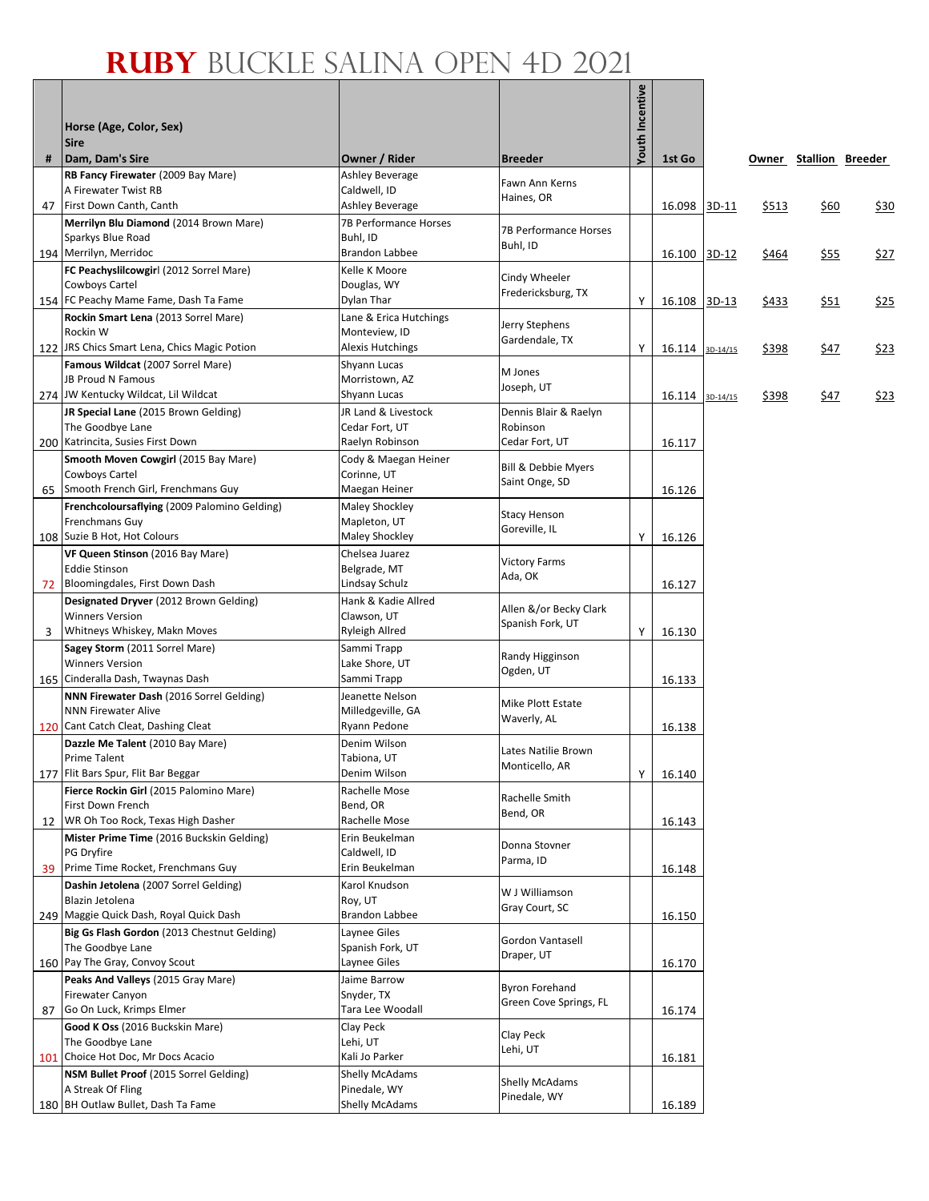# RUBY BUCKLE SALINA OPEN 4D 2021

| # | Horse (Age, Color, Sex)<br>Sire<br>Dam, Dam's Sire | Owner / Rider | Breeder | Youth Incentive | 1st Go | | Owner | Stallion | Breeder |
|---|---|---|---|---|---|---|---|---|---|
| 47 | **RB Fancy Firewater** (2009 Bay Mare)<br>A Firewater Twist RB<br>First Down Canth, Canth | Ashley Beverage<br>Caldwell, ID<br>Ashley Beverage | Fawn Ann Kerns<br>Haines, OR | | 16.098 | 3D-11 | $513 | $60 | $30 |
| 194 | **Merrilyn Blu Diamond** (2014 Brown Mare)<br>Sparkys Blue Road<br>Merrilyn, Merridoc | 7B Performance Horses<br>Buhl, ID<br>Brandon Labbee | 7B Performance Horses<br>Buhl, ID | | 16.100 | 3D-12 | $464 | $55 | $27 |
| 154 | **FC Peachyslilcowgirl** (2012 Sorrel Mare)<br>Cowboys Cartel<br>FC Peachy Mame Fame, Dash Ta Fame | Kelle K Moore<br>Douglas, WY<br>Dylan Thar | Cindy Wheeler<br>Fredericksburg, TX | Y | 16.108 | 3D-13 | $433 | $51 | $25 |
| 122 | **Rockin Smart Lena** (2013 Sorrel Mare)<br>Rockin W<br>JRS Chics Smart Lena, Chics Magic Potion | Lane & Erica Hutchings<br>Monteview, ID<br>Alexis Hutchings | Jerry Stephens<br>Gardendale, TX | Y | 16.114 | 3D-14/15 | $398 | $47 | $23 |
| 274 | **Famous Wildcat** (2007 Sorrel Mare)<br>JB Proud N Famous<br>JW Kentucky Wildcat, Lil Wildcat | Shyann Lucas<br>Morristown, AZ<br>Shyann Lucas | M Jones<br>Joseph, UT | | 16.114 | 3D-14/15 | $398 | $47 | $23 |
| 200 | **JR Special Lane** (2015 Brown Gelding)<br>The Goodbye Lane<br>Katrincita, Susies First Down | JR Land & Livestock<br>Cedar Fort, UT<br>Raelyn Robinson | Dennis Blair & Raelyn Robinson<br>Cedar Fort, UT | | 16.117 | | | | |
| 65 | **Smooth Moven Cowgirl** (2015 Bay Mare)<br>Cowboys Cartel<br>Smooth French Girl, Frenchmans Guy | Cody & Maegan Heiner<br>Corinne, UT<br>Maegan Heiner | Bill & Debbie Myers<br>Saint Onge, SD | | 16.126 | | | | |
| 108 | **Frenchcoloursaflying** (2009 Palomino Gelding)<br>Frenchmans Guy<br>Suzie B Hot, Hot Colours | Maley Shockley<br>Mapleton, UT<br>Maley Shockley | Stacy Henson<br>Goreville, IL | Y | 16.126 | | | | |
| 72 | **VF Queen Stinson** (2016 Bay Mare)<br>Eddie Stinson<br>Bloomingdales, First Down Dash | Chelsea Juarez<br>Belgrade, MT<br>Lindsay Schulz | Victory Farms<br>Ada, OK | | 16.127 | | | | |
| 3 | **Designated Dryver** (2012 Brown Gelding)<br>Winners Version<br>Whitneys Whiskey, Makn Moves | Hank & Kadie Allred<br>Clawson, UT<br>Ryleigh Allred | Allen &/or Becky Clark<br>Spanish Fork, UT | Y | 16.130 | | | | |
| 165 | **Sagey Storm** (2011 Sorrel Mare)<br>Winners Version<br>Cinderalla Dash, Twaynas Dash | Sammi Trapp<br>Lake Shore, UT<br>Sammi Trapp | Randy Higginson<br>Ogden, UT | | 16.133 | | | | |
| 120 | **NNN Firewater Dash** (2016 Sorrel Gelding)<br>NNN Firewater Alive<br>Cant Catch Cleat, Dashing Cleat | Jeanette Nelson<br>Milledgeville, GA<br>Ryann Pedone | Mike Plott Estate<br>Waverly, AL | | 16.138 | | | | |
| 177 | **Dazzle Me Talent** (2010 Bay Mare)<br>Prime Talent<br>Flit Bars Spur, Flit Bar Beggar | Denim Wilson<br>Tabiona, UT<br>Denim Wilson | Lates Natilie Brown<br>Monticello, AR | Y | 16.140 | | | | |
| 12 | **Fierce Rockin Girl** (2015 Palomino Mare)<br>First Down French<br>WR Oh Too Rock, Texas High Dasher | Rachelle Mose<br>Bend, OR<br>Rachelle Mose | Rachelle Smith<br>Bend, OR | | 16.143 | | | | |
| 39 | **Mister Prime Time** (2016 Buckskin Gelding)<br>PG Dryfire<br>Prime Time Rocket, Frenchmans Guy | Erin Beukelman<br>Caldwell, ID<br>Erin Beukelman | Donna Stovner<br>Parma, ID | | 16.148 | | | | |
| 249 | **Dashin Jetolena** (2007 Sorrel Gelding)<br>Blazin Jetolena<br>Maggie Quick Dash, Royal Quick Dash | Karol Knudson<br>Roy, UT<br>Brandon Labbee | W J Williamson<br>Gray Court, SC | | 16.150 | | | | |
| 160 | **Big Gs Flash Gordon** (2013 Chestnut Gelding)<br>The Goodbye Lane<br>Pay The Gray, Convoy Scout | Laynee Giles<br>Spanish Fork, UT<br>Laynee Giles | Gordon Vantasell<br>Draper, UT | | 16.170 | | | | |
| 87 | **Peaks And Valleys** (2015 Gray Mare)<br>Firewater Canyon<br>Go On Luck, Krimps Elmer | Jaime Barrow<br>Snyder, TX<br>Tara Lee Woodall | Byron Forehand<br>Green Cove Springs, FL | | 16.174 | | | | |
| 101 | **Good K Oss** (2016 Buckskin Mare)<br>The Goodbye Lane<br>Choice Hot Doc, Mr Docs Acacio | Clay Peck<br>Lehi, UT<br>Kali Jo Parker | Clay Peck<br>Lehi, UT | | 16.181 | | | | |
| 180 | **NSM Bullet Proof** (2015 Sorrel Gelding)<br>A Streak Of Fling<br>BH Outlaw Bullet, Dash Ta Fame | Shelly McAdams<br>Pinedale, WY<br>Shelly McAdams | Shelly McAdams<br>Pinedale, WY | | 16.189 | | | | |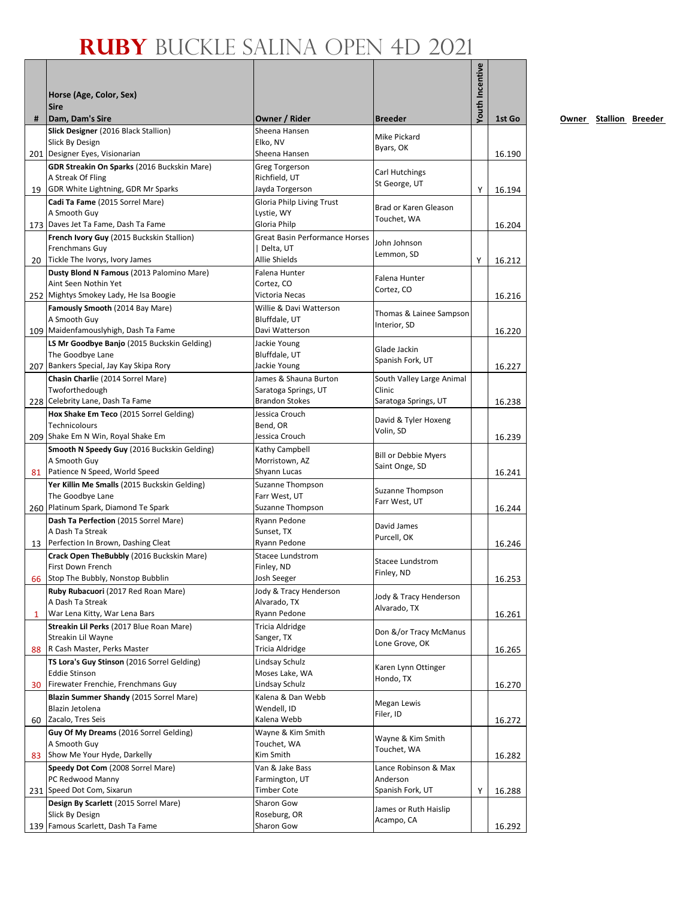# RUBY BUCKLE SALINA OPEN 4D 2021

| # | Horse (Age, Color, Sex)<br>Sire<br>Dam, Dam's Sire | Owner / Rider | Breeder | Youth Incentive | 1st Go |
|---|---|---|---|---|---|
| 201 | **Slick Designer** (2016 Black Stallion)<br>Slick By Design<br>Designer Eyes, Visionarian | Sheena Hansen<br>Elko, NV<br>Sheena Hansen | Mike Pickard<br>Byars, OK | | 16.190 |
| 19 | **GDR Streakin On Sparks** (2016 Buckskin Mare)<br>A Streak Of Fling<br>GDR White Lightning, GDR Mr Sparks | Greg Torgerson<br>Richfield, UT<br>Jayda Torgerson | Carl Hutchings<br>St George, UT | Y | 16.194 |
| 173 | **Cadi Ta Fame** (2015 Sorrel Mare)<br>A Smooth Guy<br>Daves Jet Ta Fame, Dash Ta Fame | Gloria Philp Living Trust<br>Lystie, WY<br>Gloria Philp | Brad or Karen Gleason<br>Touchet, WA | | 16.204 |
| 20 | **French Ivory Guy** (2015 Buckskin Stallion)<br>Frenchmans Guy<br>Tickle The Ivorys, Ivory James | Great Basin Performance Horses<br>\| Delta, UT<br>Allie Shields | John Johnson<br>Lemmon, SD | Y | 16.212 |
| 252 | **Dusty Blond N Famous** (2013 Palomino Mare)<br>Aint Seen Nothin Yet<br>Mightys Smokey Lady, He Isa Boogie | Falena Hunter<br>Cortez, CO<br>Victoria Necas | Falena Hunter<br>Cortez, CO | | 16.216 |
| 109 | **Famously Smooth** (2014 Bay Mare)<br>A Smooth Guy<br>Maidenfamouslyhigh, Dash Ta Fame | Willie & Davi Watterson<br>Bluffdale, UT<br>Davi Watterson | Thomas & Lainee Sampson<br>Interior, SD | | 16.220 |
| 207 | **LS Mr Goodbye Banjo** (2015 Buckskin Gelding)<br>The Goodbye Lane<br>Bankers Special, Jay Kay Skipa Rory | Jackie Young<br>Bluffdale, UT<br>Jackie Young | Glade Jackin<br>Spanish Fork, UT | | 16.227 |
| 228 | **Chasin Charlie** (2014 Sorrel Mare)<br>Twoforthedough<br>Celebrity Lane, Dash Ta Fame | James & Shauna Burton<br>Saratoga Springs, UT<br>Brandon Stokes | South Valley Large Animal Clinic<br>Saratoga Springs, UT | | 16.238 |
| 209 | **Hox Shake Em Teco** (2015 Sorrel Gelding)<br>Technicolours<br>Shake Em N Win, Royal Shake Em | Jessica Crouch<br>Bend, OR<br>Jessica Crouch | David & Tyler Hoxeng<br>Volin, SD | | 16.239 |
| 81 | **Smooth N Speedy Guy** (2016 Buckskin Gelding)<br>A Smooth Guy<br>Patience N Speed, World Speed | Kathy Campbell<br>Morristown, AZ<br>Shyann Lucas | Bill or Debbie Myers<br>Saint Onge, SD | | 16.241 |
| 260 | **Yer Killin Me Smalls** (2015 Buckskin Gelding)<br>The Goodbye Lane<br>Platinum Spark, Diamond Te Spark | Suzanne Thompson<br>Farr West, UT<br>Suzanne Thompson | Suzanne Thompson<br>Farr West, UT | | 16.244 |
| 13 | **Dash Ta Perfection** (2015 Sorrel Mare)<br>A Dash Ta Streak<br>Perfection In Brown, Dashing Cleat | Ryann Pedone<br>Sunset, TX<br>Ryann Pedone | David James<br>Purcell, OK | | 16.246 |
| 66 | **Crack Open TheBubbly** (2016 Buckskin Mare)<br>First Down French<br>Stop The Bubbly, Nonstop Bubblin | Stacee Lundstrom<br>Finley, ND<br>Josh Seeger | Stacee Lundstrom<br>Finley, ND | | 16.253 |
| 1 | **Ruby Rubacuori** (2017 Red Roan Mare)<br>A Dash Ta Streak<br>War Lena Kitty, War Lena Bars | Jody & Tracy Henderson<br>Alvarado, TX<br>Ryann Pedone | Jody & Tracy Henderson<br>Alvarado, TX | | 16.261 |
| 88 | **Streakin Lil Perks** (2017 Blue Roan Mare)<br>Streakin Lil Wayne<br>R Cash Master, Perks Master | Tricia Aldridge<br>Sanger, TX<br>Tricia Aldridge | Don &/or Tracy McManus<br>Lone Grove, OK | | 16.265 |
| 30 | **TS Lora's Guy Stinson** (2016 Sorrel Gelding)<br>Eddie Stinson<br>Firewater Frenchie, Frenchmans Guy | Lindsay Schulz<br>Moses Lake, WA<br>Lindsay Schulz | Karen Lynn Ottinger<br>Hondo, TX | | 16.270 |
| 60 | **Blazin Summer Shandy** (2015 Sorrel Mare)<br>Blazin Jetolena<br>Zacalo, Tres Seis | Kalena & Dan Webb<br>Wendell, ID<br>Kalena Webb | Megan Lewis<br>Filer, ID | | 16.272 |
| 83 | **Guy Of My Dreams** (2016 Sorrel Gelding)<br>A Smooth Guy<br>Show Me Your Hyde, Darkelly | Wayne & Kim Smith<br>Touchet, WA<br>Kim Smith | Wayne & Kim Smith<br>Touchet, WA | | 16.282 |
| 231 | **Speedy Dot Com** (2008 Sorrel Mare)<br>PC Redwood Manny<br>Speed Dot Com, Sixarun | Van & Jake Bass<br>Farmington, UT<br>Timber Cote | Lance Robinson & Max Anderson<br>Spanish Fork, UT | Y | 16.288 |
| 139 | **Design By Scarlett** (2015 Sorrel Mare)<br>Slick By Design<br>Famous Scarlett, Dash Ta Fame | Sharon Gow<br>Roseburg, OR<br>Sharon Gow | James or Ruth Haislip<br>Acampo, CA | | 16.292 |

**Owner** **Stallion** **Breeder**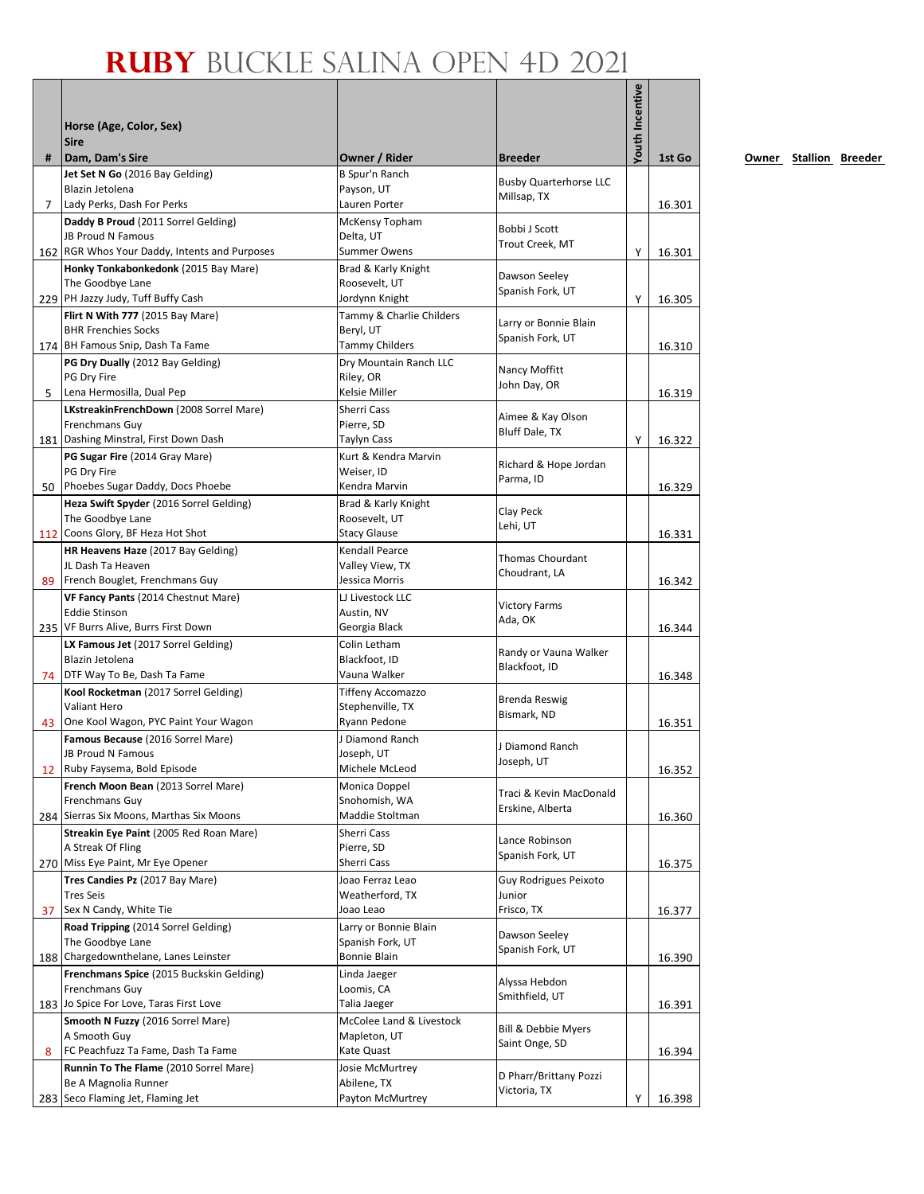# RUBY BUCKLE SALINA OPEN 4D 2021

| # | Horse (Age, Color, Sex)<br>Sire<br>Dam, Dam's Sire | Owner / Rider | Breeder | Youth Incentive | 1st Go | Owner | Stallion | Breeder |
|---|---|---|---|---|---|---|---|---|
| 7 | **Jet Set N Go** (2016 Bay Gelding)<br>Blazin Jetolena<br>Lady Perks, Dash For Perks | B Spur'n Ranch<br>Payson, UT<br>Lauren Porter | Busby Quarterhorse LLC<br>Millsap, TX | | 16.301 | | | |
| 162 | **Daddy B Proud** (2011 Sorrel Gelding)<br>JB Proud N Famous<br>RGR Whos Your Daddy, Intents and Purposes | McKensy Topham<br>Delta, UT<br>Summer Owens | Bobbi J Scott<br>Trout Creek, MT | Y | 16.301 | | | |
| 229 | **Honky Tonkabonkedonk** (2015 Bay Mare)<br>The Goodbye Lane<br>PH Jazzy Judy, Tuff Buffy Cash | Brad & Karly Knight<br>Roosevelt, UT<br>Jordynn Knight | Dawson Seeley<br>Spanish Fork, UT | Y | 16.305 | | | |
| 174 | **Flirt N With 777** (2015 Bay Mare)<br>BHR Frenchies Socks<br>BH Famous Snip, Dash Ta Fame | Tammy & Charlie Childers<br>Beryl, UT<br>Tammy Childers | Larry or Bonnie Blain<br>Spanish Fork, UT | | 16.310 | | | |
| 5 | **PG Dry Dually** (2012 Bay Gelding)<br>PG Dry Fire<br>Lena Hermosilla, Dual Pep | Dry Mountain Ranch LLC<br>Riley, OR<br>Kelsie Miller | Nancy Moffitt<br>John Day, OR | | 16.319 | | | |
| 181 | **LKstreakinFrenchDown** (2008 Sorrel Mare)<br>Frenchmans Guy<br>Dashing Minstral, First Down Dash | Sherri Cass<br>Pierre, SD<br>Taylyn Cass | Aimee & Kay Olson<br>Bluff Dale, TX | Y | 16.322 | | | |
| 50 | **PG Sugar Fire** (2014 Gray Mare)<br>PG Dry Fire<br>Phoebes Sugar Daddy, Docs Phoebe | Kurt & Kendra Marvin<br>Weiser, ID<br>Kendra Marvin | Richard & Hope Jordan<br>Parma, ID | | 16.329 | | | |
| 112 | **Heza Swift Spyder** (2016 Sorrel Gelding)<br>The Goodbye Lane<br>Coons Glory, BF Heza Hot Shot | Brad & Karly Knight<br>Roosevelt, UT<br>Stacy Glause | Clay Peck<br>Lehi, UT | | 16.331 | | | |
| 89 | **HR Heavens Haze** (2017 Bay Gelding)<br>JL Dash Ta Heaven<br>French Bouglet, Frenchmans Guy | Kendall Pearce<br>Valley View, TX<br>Jessica Morris | Thomas Chourdant<br>Choudrant, LA | | 16.342 | | | |
| 235 | **VF Fancy Pants** (2014 Chestnut Mare)<br>Eddie Stinson<br>VF Burrs Alive, Burrs First Down | LJ Livestock LLC<br>Austin, NV<br>Georgia Black | Victory Farms<br>Ada, OK | | 16.344 | | | |
| 74 | **LX Famous Jet** (2017 Sorrel Gelding)<br>Blazin Jetolena<br>DTF Way To Be, Dash Ta Fame | Colin Letham<br>Blackfoot, ID<br>Vauna Walker | Randy or Vauna Walker<br>Blackfoot, ID | | 16.348 | | | |
| 43 | **Kool Rocketman** (2017 Sorrel Gelding)<br>Valiant Hero<br>One Kool Wagon, PYC Paint Your Wagon | Tiffeny Accomazzo<br>Stephenville, TX<br>Ryann Pedone | Brenda Reswig<br>Bismark, ND | | 16.351 | | | |
| 12 | **Famous Because** (2016 Sorrel Mare)<br>JB Proud N Famous<br>Ruby Faysema, Bold Episode | J Diamond Ranch<br>Joseph, UT<br>Michele McLeod | J Diamond Ranch<br>Joseph, UT | | 16.352 | | | |
| 284 | **French Moon Bean** (2013 Sorrel Mare)<br>Frenchmans Guy<br>Sierras Six Moons, Marthas Six Moons | Monica Doppel<br>Snohomish, WA<br>Maddie Stoltman | Traci & Kevin MacDonald<br>Erskine, Alberta | | 16.360 | | | |
| 270 | **Streakin Eye Paint** (2005 Red Roan Mare)<br>A Streak Of Fling<br>Miss Eye Paint, Mr Eye Opener | Sherri Cass<br>Pierre, SD<br>Sherri Cass | Lance Robinson<br>Spanish Fork, UT | | 16.375 | | | |
| 37 | **Tres Candies Pz** (2017 Bay Mare)<br>Tres Seis<br>Sex N Candy, White Tie | Joao Ferraz Leao<br>Weatherford, TX<br>Joao Leao | Guy Rodrigues Peixoto Junior<br>Frisco, TX | | 16.377 | | | |
| 188 | **Road Tripping** (2014 Sorrel Gelding)<br>The Goodbye Lane<br>Chargedownthelane, Lanes Leinster | Larry or Bonnie Blain<br>Spanish Fork, UT<br>Bonnie Blain | Dawson Seeley<br>Spanish Fork, UT | | 16.390 | | | |
| 183 | **Frenchmans Spice** (2015 Buckskin Gelding)<br>Frenchmans Guy<br>Jo Spice For Love, Taras First Love | Linda Jaeger<br>Loomis, CA<br>Talia Jaeger | Alyssa Hebdon<br>Smithfield, UT | | 16.391 | | | |
| 8 | **Smooth N Fuzzy** (2016 Sorrel Mare)<br>A Smooth Guy<br>FC Peachfuzz Ta Fame, Dash Ta Fame | McColee Land & Livestock<br>Mapleton, UT<br>Kate Quast | Bill & Debbie Myers<br>Saint Onge, SD | | 16.394 | | | |
| 283 | **Runnin To The Flame** (2010 Sorrel Mare)<br>Be A Magnolia Runner<br>Seco Flaming Jet, Flaming Jet | Josie McMurtrey<br>Abilene, TX<br>Payton McMurtrey | D Pharr/Brittany Pozzi<br>Victoria, TX | Y | 16.398 | | | |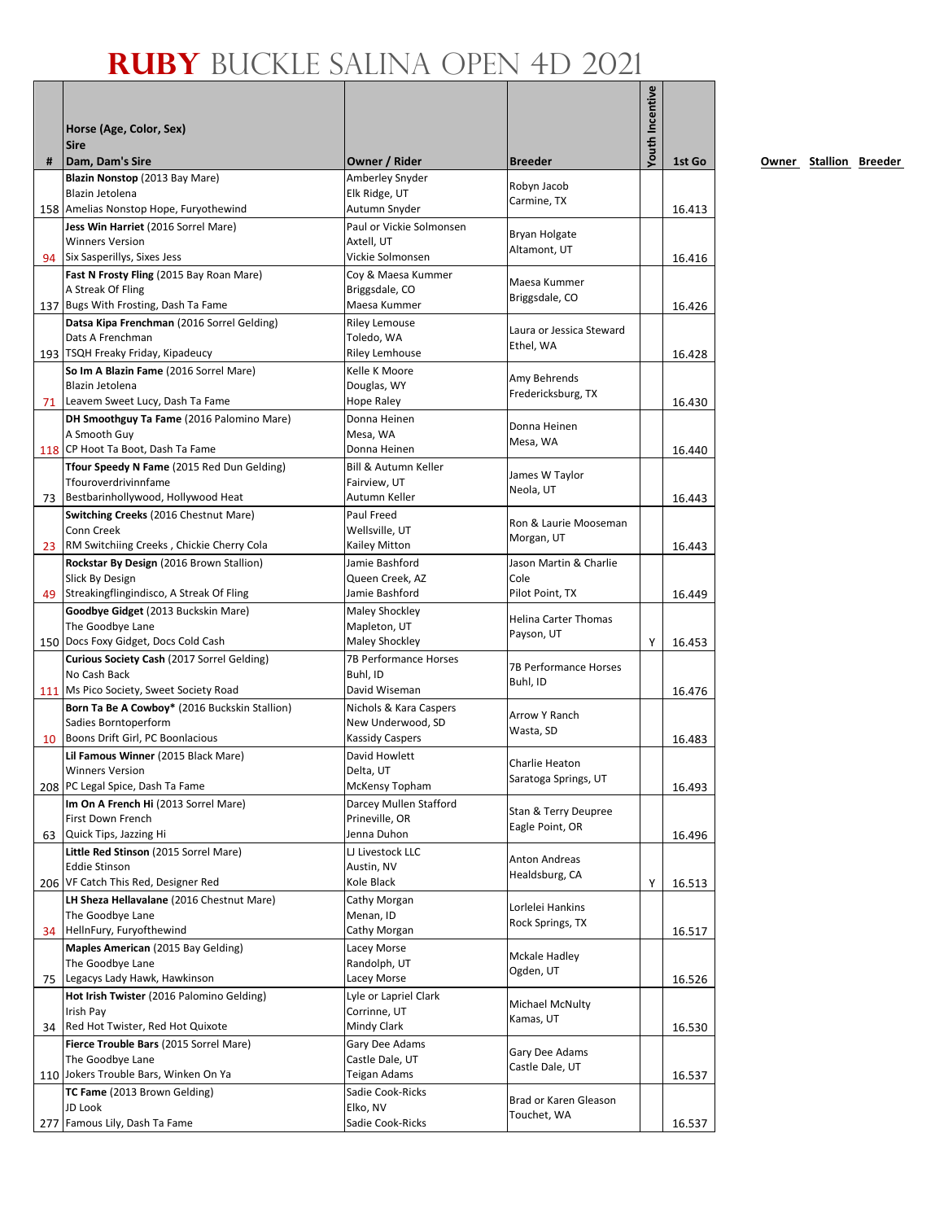# RUBY BUCKLE SALINA OPEN 4D 2021

| # | Horse (Age, Color, Sex)<br>Sire<br>Dam, Dam's Sire | Owner / Rider | Breeder | Youth Incentive | 1st Go | Owner | Stallion | Breeder |
|---|---|---|---|---|---|---|---|---|
| 158 | **Blazin Nonstop** (2013 Bay Mare)<br>Blazin Jetolena<br>Amelias Nonstop Hope, Furyothewind | Amberley Snyder<br>Elk Ridge, UT<br>Autumn Snyder | Robyn Jacob<br>Carmine, TX | | 16.413 | | | |
| 94 | **Jess Win Harriet** (2016 Sorrel Mare)<br>Winners Version<br>Six Sasperillys, Sixes Jess | Paul or Vickie Solmonsen<br>Axtell, UT<br>Vickie Solmonsen | Bryan Holgate<br>Altamont, UT | | 16.416 | | | |
| 137 | **Fast N Frosty Fling** (2015 Bay Roan Mare)<br>A Streak Of Fling<br>Bugs With Frosting, Dash Ta Fame | Coy & Maesa Kummer<br>Briggsdale, CO<br>Maesa Kummer | Maesa Kummer<br>Briggsdale, CO | | 16.426 | | | |
| 193 | **Datsa Kipa Frenchman** (2016 Sorrel Gelding)<br>Dats A Frenchman<br>TSQH Freaky Friday, Kipadeucy | Riley Lemouse<br>Toledo, WA<br>Riley Lemhouse | Laura or Jessica Steward<br>Ethel, WA | | 16.428 | | | |
| 71 | **So Im A Blazin Fame** (2016 Sorrel Mare)<br>Blazin Jetolena<br>Leavem Sweet Lucy, Dash Ta Fame | Kelle K Moore<br>Douglas, WY<br>Hope Raley | Amy Behrends<br>Fredericksburg, TX | | 16.430 | | | |
| 118 | **DH Smoothguy Ta Fame** (2016 Palomino Mare)<br>A Smooth Guy<br>CP Hoot Ta Boot, Dash Ta Fame | Donna Heinen<br>Mesa, WA<br>Donna Heinen | Donna Heinen<br>Mesa, WA | | 16.440 | | | |
| 73 | **Tfour Speedy N Fame** (2015 Red Dun Gelding)<br>Tfouroverdrivinnfame<br>Bestbarinhollywood, Hollywood Heat | Bill & Autumn Keller<br>Fairview, UT<br>Autumn Keller | James W Taylor<br>Neola, UT | | 16.443 | | | |
| 23 | **Switching Creeks** (2016 Chestnut Mare)<br>Conn Creek<br>RM Switchiing Creeks , Chickie Cherry Cola | Paul Freed<br>Wellsville, UT<br>Kailey Mitton | Ron & Laurie Mooseman<br>Morgan, UT | | 16.443 | | | |
| 49 | **Rockstar By Design** (2016 Brown Stallion)<br>Slick By Design<br>Streakingflingindisco, A Streak Of Fling | Jamie Bashford<br>Queen Creek, AZ<br>Jamie Bashford | Jason Martin & Charlie Cole<br>Pilot Point, TX | | 16.449 | | | |
| 150 | **Goodbye Gidget** (2013 Buckskin Mare)<br>The Goodbye Lane<br>Docs Foxy Gidget, Docs Cold Cash | Maley Shockley<br>Mapleton, UT<br>Maley Shockley | Helina Carter Thomas<br>Payson, UT | Y | 16.453 | | | |
| 111 | **Curious Society Cash** (2017 Sorrel Gelding)<br>No Cash Back<br>Ms Pico Society, Sweet Society Road | 7B Performance Horses<br>Buhl, ID<br>David Wiseman | 7B Performance Horses<br>Buhl, ID | | 16.476 | | | |
| 10 | **Born Ta Be A Cowboy*** (2016 Buckskin Stallion)<br>Sadies Borntoperform<br>Boons Drift Girl, PC Boonlacious | Nichols & Kara Caspers<br>New Underwood, SD<br>Kassidy Caspers | Arrow Y Ranch<br>Wasta, SD | | 16.483 | | | |
| 208 | **Lil Famous Winner** (2015 Black Mare)<br>Winners Version<br>PC Legal Spice, Dash Ta Fame | David Howlett<br>Delta, UT<br>McKensy Topham | Charlie Heaton<br>Saratoga Springs, UT | | 16.493 | | | |
| 63 | **Im On A French Hi** (2013 Sorrel Mare)<br>First Down French<br>Quick Tips, Jazzing Hi | Darcey Mullen Stafford<br>Prineville, OR<br>Jenna Duhon | Stan & Terry Deupree<br>Eagle Point, OR | | 16.496 | | | |
| 206 | **Little Red Stinson** (2015 Sorrel Mare)<br>Eddie Stinson<br>VF Catch This Red, Designer Red | LJ Livestock LLC<br>Austin, NV<br>Kole Black | Anton Andreas<br>Healdsburg, CA | Y | 16.513 | | | |
| 34 | **LH Sheza Hellavalane** (2016 Chestnut Mare)<br>The Goodbye Lane<br>HellnFury, Furyofthewind | Cathy Morgan<br>Menan, ID<br>Cathy Morgan | Lorlelei Hankins<br>Rock Springs, TX | | 16.517 | | | |
| 75 | **Maples American** (2015 Bay Gelding)<br>The Goodbye Lane<br>Legacys Lady Hawk, Hawkinson | Lacey Morse<br>Randolph, UT<br>Lacey Morse | Mckale Hadley<br>Ogden, UT | | 16.526 | | | |
| 34 | **Hot Irish Twister** (2016 Palomino Gelding)<br>Irish Pay<br>Red Hot Twister, Red Hot Quixote | Lyle or Lapriel Clark<br>Corrinne, UT<br>Mindy Clark | Michael McNulty<br>Kamas, UT | | 16.530 | | | |
| 110 | **Fierce Trouble Bars** (2015 Sorrel Mare)<br>The Goodbye Lane<br>Jokers Trouble Bars, Winken On Ya | Gary Dee Adams<br>Castle Dale, UT<br>Teigan Adams | Gary Dee Adams<br>Castle Dale, UT | | 16.537 | | | |
| 277 | **TC Fame** (2013 Brown Gelding)<br>JD Look<br>Famous Lily, Dash Ta Fame | Sadie Cook-Ricks<br>Elko, NV<br>Sadie Cook-Ricks | Brad or Karen Gleason<br>Touchet, WA | | 16.537 | | | |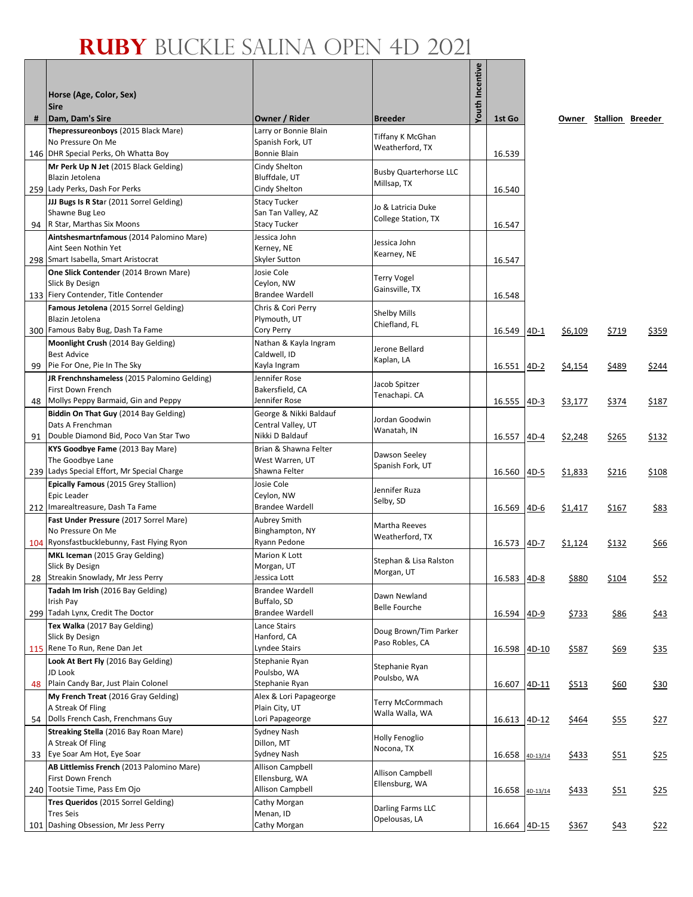# RUBY BUCKLE SALINA OPEN 4D 2021

| # | Horse (Age, Color, Sex)<br>Sire<br>Dam, Dam's Sire | Owner / Rider | Breeder | Youth Incentive | 1st Go | | Owner | Stallion | Breeder |
|---|---|---|---|---|---|---|---|---|---|
| 146 | **Thepressureonboys** (2015 Black Mare)<br>No Pressure On Me<br>DHR Special Perks, Oh Whatta Boy | Larry or Bonnie Blain<br>Spanish Fork, UT<br>Bonnie Blain | Tiffany K McGhan<br>Weatherford, TX | | 16.539 | | | | |
| 259 | **Mr Perk Up N Jet** (2015 Black Gelding)<br>Blazin Jetolena<br>Lady Perks, Dash For Perks | Cindy Shelton<br>Bluffdale, UT<br>Cindy Shelton | Busby Quarterhorse LLC<br>Millsap, TX | | 16.540 | | | | |
| 94 | **JJJ Bugs Is R Sta**r (2011 Sorrel Gelding)<br>Shawne Bug Leo<br>R Star, Marthas Six Moons | Stacy Tucker<br>San Tan Valley, AZ<br>Stacy Tucker | Jo & Latricia Duke<br>College Station, TX | | 16.547 | | | | |
| 298 | **Aintshesmartnfamous** (2014 Palomino Mare)<br>Aint Seen Nothin Yet<br>Smart Isabella, Smart Aristocrat | Jessica John<br>Kerney, NE<br>Skyler Sutton | Jessica John<br>Kearney, NE | | 16.547 | | | | |
| 133 | **One Slick Contender** (2014 Brown Mare)<br>Slick By Design<br>Fiery Contender, Title Contender | Josie Cole<br>Ceylon, NW<br>Brandee Wardell | Terry Vogel<br>Gainsville, TX | | 16.548 | | | | |
| 300 | **Famous Jetolena** (2015 Sorrel Gelding)<br>Blazin Jetolena<br>Famous Baby Bug, Dash Ta Fame | Chris & Cori Perry<br>Plymouth, UT<br>Cory Perry | Shelby Mills<br>Chiefland, FL | | 16.549 | 4D-1 | $6,109 | $719 | $359 |
| 99 | **Moonlight Crush** (2014 Bay Gelding)<br>Best Advice<br>Pie For One, Pie In The Sky | Nathan & Kayla Ingram<br>Caldwell, ID<br>Kayla Ingram | Jerone Bellard<br>Kaplan, LA | | 16.551 | 4D-2 | $4,154 | $489 | $244 |
| 48 | **JR Frenchnshameless** (2015 Palomino Gelding)<br>First Down French<br>Mollys Peppy Barmaid, Gin and Peppy | Jennifer Rose<br>Bakersfield, CA<br>Jennifer Rose | Jacob Spitzer<br>Tenachapi. CA | | 16.555 | 4D-3 | $3,177 | $374 | $187 |
| 91 | **Biddin On That Guy** (2014 Bay Gelding)<br>Dats A Frenchman<br>Double Diamond Bid, Poco Van Star Two | George & Nikki Baldauf<br>Central Valley, UT<br>Nikki D Baldauf | Jordan Goodwin<br>Wanatah, IN | | 16.557 | 4D-4 | $2,248 | $265 | $132 |
| 239 | **KYS Goodbye Fame** (2013 Bay Mare)<br>The Goodbye Lane<br>Ladys Special Effort, Mr Special Charge | Brian & Shawna Felter<br>West Warren, UT<br>Shawna Felter | Dawson Seeley<br>Spanish Fork, UT | | 16.560 | 4D-5 | $1,833 | $216 | $108 |
| 212 | **Epically Famous** (2015 Grey Stallion)<br>Epic Leader<br>Imarealtreasure, Dash Ta Fame | Josie Cole<br>Ceylon, NW<br>Brandee Wardell | Jennifer Ruza<br>Selby, SD | | 16.569 | 4D-6 | $1,417 | $167 | $83 |
| 104 | **Fast Under Pressure** (2017 Sorrel Mare)<br>No Pressure On Me<br>Ryonsfastbucklebunny, Fast Flying Ryon | Aubrey Smith<br>Binghampton, NY<br>Ryann Pedone | Martha Reeves<br>Weatherford, TX | | 16.573 | 4D-7 | $1,124 | $132 | $66 |
| 28 | **MKL Iceman** (2015 Gray Gelding)<br>Slick By Design<br>Streakin Snowlady, Mr Jess Perry | Marion K Lott<br>Morgan, UT<br>Jessica Lott | Stephan & Lisa Ralston<br>Morgan, UT | | 16.583 | 4D-8 | $880 | $104 | $52 |
| 299 | **Tadah Im Irish** (2016 Bay Gelding)<br>Irish Pay<br>Tadah Lynx, Credit The Doctor | Brandee Wardell<br>Buffalo, SD<br>Brandee Wardell | Dawn Newland<br>Belle Fourche | | 16.594 | 4D-9 | $733 | $86 | $43 |
| 115 | **Tex Walka** (2017 Bay Gelding)<br>Slick By Design<br>Rene To Run, Rene Dan Jet | Lance Stairs<br>Hanford, CA<br>Lyndee Stairs | Doug Brown/Tim Parker<br>Paso Robles, CA | | 16.598 | 4D-10 | $587 | $69 | $35 |
| 48 | **Look At Bert Fly** (2016 Bay Gelding)<br>JD Look<br>Plain Candy Bar, Just Plain Colonel | Stephanie Ryan<br>Poulsbo, WA<br>Stephanie Ryan | Stephanie Ryan<br>Poulsbo, WA | | 16.607 | 4D-11 | $513 | $60 | $30 |
| 54 | **My French Treat** (2016 Gray Gelding)<br>A Streak Of Fling<br>Dolls French Cash, Frenchmans Guy | Alex & Lori Papageorge<br>Plain City, UT<br>Lori Papageorge | Terry McCormmach<br>Walla Walla, WA | | 16.613 | 4D-12 | $464 | $55 | $27 |
| 33 | **Streaking Stella** (2016 Bay Roan Mare)<br>A Streak Of Fling<br>Eye Soar Am Hot, Eye Soar | Sydney Nash<br>Dillon, MT<br>Sydney Nash | Holly Fenoglio<br>Nocona, TX | | 16.658 | 4D-13/14 | $433 | $51 | $25 |
| 240 | **AB Littlemiss French** (2013 Palomino Mare)<br>First Down French<br>Tootsie Time, Pass Em Ojo | Allison Campbell<br>Ellensburg, WA<br>Allison Campbell | Allison Campbell<br>Ellensburg, WA | | 16.658 | 4D-13/14 | $433 | $51 | $25 |
| 101 | **Tres Queridos** (2015 Sorrel Gelding)<br>Tres Seis<br>Dashing Obsession, Mr Jess Perry | Cathy Morgan<br>Menan, ID<br>Cathy Morgan | Darling Farms LLC<br>Opelousas, LA | | 16.664 | 4D-15 | $367 | $43 | $22 |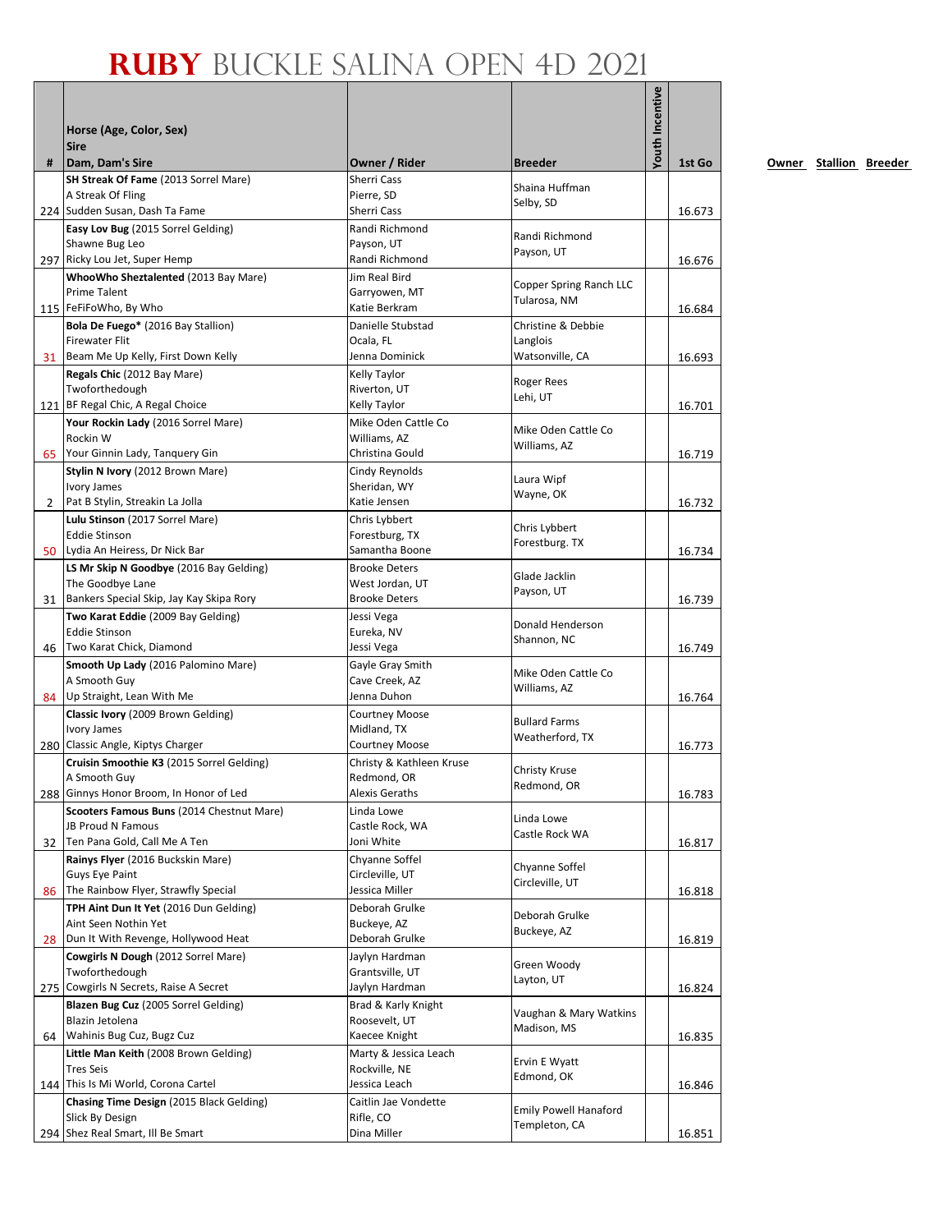# **RUBY** BUCKLE SALINA OPEN 4D 2021

| # | Horse (Age, Color, Sex)<br>Sire<br>Dam, Dam's Sire | Owner / Rider | Breeder | Youth Incentive | 1st Go | Owner | Stallion | Breeder |
|---|---|---|---|---|---|---|---|---|
| 224 | **SH Streak Of Fame** (2013 Sorrel Mare)<br>A Streak Of Fling<br>Sudden Susan, Dash Ta Fame | Sherri Cass<br>Pierre, SD<br>Sherri Cass | Shaina Huffman<br>Selby, SD | | 16.673 | | | |
| 297 | **Easy Lov Bug** (2015 Sorrel Gelding)<br>Shawne Bug Leo<br>Ricky Lou Jet, Super Hemp | Randi Richmond<br>Payson, UT<br>Randi Richmond | Randi Richmond<br>Payson, UT | | 16.676 | | | |
| 115 | **WhooWho Sheztalented** (2013 Bay Mare)<br>Prime Talent<br>FeFiFoWho, By Who | Jim Real Bird<br>Garryowen, MT<br>Katie Berkram | Copper Spring Ranch LLC<br>Tularosa, NM | | 16.684 | | | |
| 31 | **Bola De Fuego*** (2016 Bay Stallion)<br>Firewater Flit<br>Beam Me Up Kelly, First Down Kelly | Danielle Stubstad<br>Ocala, FL<br>Jenna Dominick | Christine & Debbie Langlois<br>Watsonville, CA | | 16.693 | | | |
| 121 | **Regals Chic** (2012 Bay Mare)<br>Twoforthedough<br>BF Regal Chic, A Regal Choice | Kelly Taylor<br>Riverton, UT<br>Kelly Taylor | Roger Rees<br>Lehi, UT | | 16.701 | | | |
| 65 | **Your Rockin Lady** (2016 Sorrel Mare)<br>Rockin W<br>Your Ginnin Lady, Tanquery Gin | Mike Oden Cattle Co<br>Williams, AZ<br>Christina Gould | Mike Oden Cattle Co<br>Williams, AZ | | 16.719 | | | |
| 2 | **Stylin N Ivory** (2012 Brown Mare)<br>Ivory James<br>Pat B Stylin, Streakin La Jolla | Cindy Reynolds<br>Sheridan, WY<br>Katie Jensen | Laura Wipf<br>Wayne, OK | | 16.732 | | | |
| 50 | **Lulu Stinson** (2017 Sorrel Mare)<br>Eddie Stinson<br>Lydia An Heiress, Dr Nick Bar | Chris Lybbert<br>Forestburg, TX<br>Samantha Boone | Chris Lybbert<br>Forestburg. TX | | 16.734 | | | |
| 31 | **LS Mr Skip N Goodbye** (2016 Bay Gelding)<br>The Goodbye Lane<br>Bankers Special Skip, Jay Kay Skipa Rory | Brooke Deters<br>West Jordan, UT<br>Brooke Deters | Glade Jacklin<br>Payson, UT | | 16.739 | | | |
| 46 | **Two Karat Eddie** (2009 Bay Gelding)<br>Eddie Stinson<br>Two Karat Chick, Diamond | Jessi Vega<br>Eureka, NV<br>Jessi Vega | Donald Henderson<br>Shannon, NC | | 16.749 | | | |
| 84 | **Smooth Up Lady** (2016 Palomino Mare)<br>A Smooth Guy<br>Up Straight, Lean With Me | Gayle Gray Smith<br>Cave Creek, AZ<br>Jenna Duhon | Mike Oden Cattle Co<br>Williams, AZ | | 16.764 | | | |
| 280 | **Classic Ivory** (2009 Brown Gelding)<br>Ivory James<br>Classic Angle, Kiptys Charger | Courtney Moose<br>Midland, TX<br>Courtney Moose | Bullard Farms<br>Weatherford, TX | | 16.773 | | | |
| 288 | **Cruisin Smoothie K3** (2015 Sorrel Gelding)<br>A Smooth Guy<br>Ginnys Honor Broom, In Honor of Led | Christy & Kathleen Kruse<br>Redmond, OR<br>Alexis Geraths | Christy Kruse<br>Redmond, OR | | 16.783 | | | |
| 32 | **Scooters Famous Buns** (2014 Chestnut Mare)<br>JB Proud N Famous<br>Ten Pana Gold, Call Me A Ten | Linda Lowe<br>Castle Rock, WA<br>Joni White | Linda Lowe<br>Castle Rock WA | | 16.817 | | | |
| 86 | **Rainys Flyer** (2016 Buckskin Mare)<br>Guys Eye Paint<br>The Rainbow Flyer, Strawfly Special | Chyanne Soffel<br>Circleville, UT<br>Jessica Miller | Chyanne Soffel<br>Circleville, UT | | 16.818 | | | |
| 28 | **TPH Aint Dun It Yet** (2016 Dun Gelding)<br>Aint Seen Nothin Yet<br>Dun It With Revenge, Hollywood Heat | Deborah Grulke<br>Buckeye, AZ<br>Deborah Grulke | Deborah Grulke<br>Buckeye, AZ | | 16.819 | | | |
| 275 | **Cowgirls N Dough** (2012 Sorrel Mare)<br>Twoforthedough<br>Cowgirls N Secrets, Raise A Secret | Jaylyn Hardman<br>Grantsville, UT<br>Jaylyn Hardman | Green Woody<br>Layton, UT | | 16.824 | | | |
| 64 | **Blazen Bug Cuz** (2005 Sorrel Gelding)<br>Blazin Jetolena<br>Wahinis Bug Cuz, Bugz Cuz | Brad & Karly Knight<br>Roosevelt, UT<br>Kaecee Knight | Vaughan & Mary Watkins<br>Madison, MS | | 16.835 | | | |
| 144 | **Little Man Keith** (2008 Brown Gelding)<br>Tres Seis<br>This Is Mi World, Corona Cartel | Marty & Jessica Leach<br>Rockville, NE<br>Jessica Leach | Ervin E Wyatt<br>Edmond, OK | | 16.846 | | | |
| 294 | **Chasing Time Design** (2015 Black Gelding)<br>Slick By Design<br>Shez Real Smart, Ill Be Smart | Caitlin Jae Vondette<br>Rifle, CO<br>Dina Miller | Emily Powell Hanaford<br>Templeton, CA | | 16.851 | | | |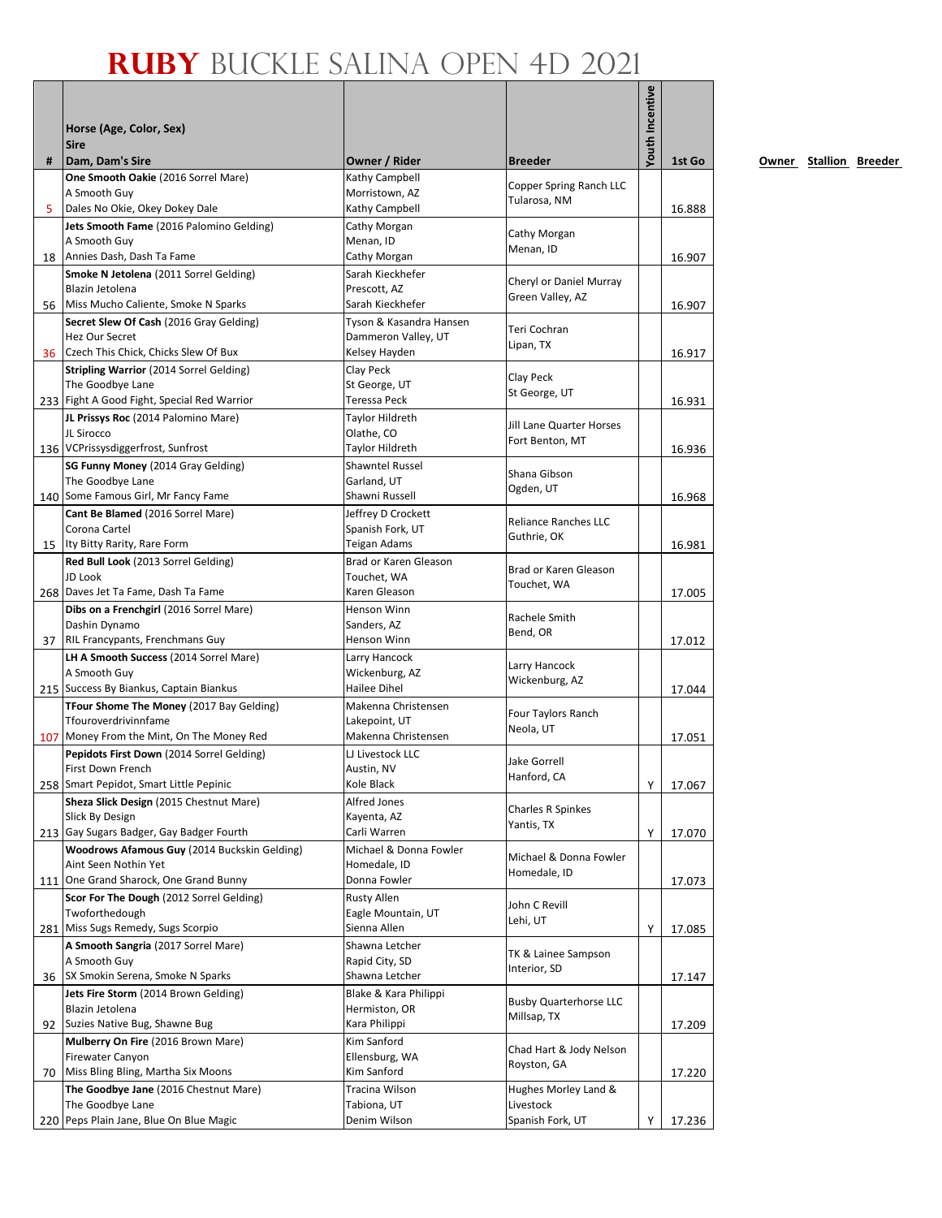# RUBY BUCKLE SALINA OPEN 4D 2021

| # | Horse (Age, Color, Sex) Sire Dam, Dam's Sire | Owner / Rider | Breeder | Youth Incentive | 1st Go |
|---|---|---|---|---|---|
| 5 | **One Smooth Oakie** (2016 Sorrel Mare) A Smooth Guy Dales No Okie, Okey Dokey Dale | Kathy Campbell Morristown, AZ Kathy Campbell | Copper Spring Ranch LLC Tularosa, NM | | 16.888 |
| 18 | **Jets Smooth Fame** (2016 Palomino Gelding) A Smooth Guy Annies Dash, Dash Ta Fame | Cathy Morgan Menan, ID Cathy Morgan | Cathy Morgan Menan, ID | | 16.907 |
| 56 | **Smoke N Jetolena** (2011 Sorrel Gelding) Blazin Jetolena Miss Mucho Caliente, Smoke N Sparks | Sarah Kieckhefer Prescott, AZ Sarah Kieckhefer | Cheryl or Daniel Murray Green Valley, AZ | | 16.907 |
| 36 | **Secret Slew Of Cash** (2016 Gray Gelding) Hez Our Secret Czech This Chick, Chicks Slew Of Bux | Tyson & Kasandra Hansen Dammeron Valley, UT Kelsey Hayden | Teri Cochran Lipan, TX | | 16.917 |
| 233 | **Stripling Warrior** (2014 Sorrel Gelding) The Goodbye Lane Fight A Good Fight, Special Red Warrior | Clay Peck St George, UT Teressa Peck | Clay Peck St George, UT | | 16.931 |
| 136 | **JL Prissys Roc** (2014 Palomino Mare) JL Sirocco VCPrissysdiggerfrost, Sunfrost | Taylor Hildreth Olathe, CO Taylor Hildreth | Jill Lane Quarter Horses Fort Benton, MT | | 16.936 |
| 140 | **SG Funny Money** (2014 Gray Gelding) The Goodbye Lane Some Famous Girl, Mr Fancy Fame | Shawntel Russel Garland, UT Shawni Russell | Shana Gibson Ogden, UT | | 16.968 |
| 15 | **Cant Be Blamed** (2016 Sorrel Mare) Corona Cartel Ity Bitty Rarity, Rare Form | Jeffrey D Crockett Spanish Fork, UT Teigan Adams | Reliance Ranches LLC Guthrie, OK | | 16.981 |
| 268 | **Red Bull Look** (2013 Sorrel Gelding) JD Look Daves Jet Ta Fame, Dash Ta Fame | Brad or Karen Gleason Touchet, WA Karen Gleason | Brad or Karen Gleason Touchet, WA | | 17.005 |
| 37 | **Dibs on a Frenchgirl** (2016 Sorrel Mare) Dashin Dynamo RIL Francypants, Frenchmans Guy | Henson Winn Sanders, AZ Henson Winn | Rachele Smith Bend, OR | | 17.012 |
| 215 | **LH A Smooth Success** (2014 Sorrel Mare) A Smooth Guy Success By Biankus, Captain Biankus | Larry Hancock Wickenburg, AZ Hailee Dihel | Larry Hancock Wickenburg, AZ | | 17.044 |
| 107 | **TFour Shome The Money** (2017 Bay Gelding) Tfouroverdrivinnfame Money From the Mint, On The Money Red | Makenna Christensen Lakepoint, UT Makenna Christensen | Four Taylors Ranch Neola, UT | | 17.051 |
| 258 | **Pepidots First Down** (2014 Sorrel Gelding) First Down French Smart Pepidot, Smart Little Pepinic | LJ Livestock LLC Austin, NV Kole Black | Jake Gorrell Hanford, CA | Y | 17.067 |
| 213 | **Sheza Slick Design** (2015 Chestnut Mare) Slick By Design Gay Sugars Badger, Gay Badger Fourth | Alfred Jones Kayenta, AZ Carli Warren | Charles R Spinkes Yantis, TX | Y | 17.070 |
| 111 | **Woodrows Afamous Guy** (2014 Buckskin Gelding) Aint Seen Nothin Yet One Grand Sharock, One Grand Bunny | Michael & Donna Fowler Homedale, ID Donna Fowler | Michael & Donna Fowler Homedale, ID | | 17.073 |
| 281 | **Scor For The Dough** (2012 Sorrel Gelding) Twoforthedough Miss Sugs Remedy, Sugs Scorpio | Rusty Allen Eagle Mountain, UT Sienna Allen | John C Revill Lehi, UT | Y | 17.085 |
| 36 | **A Smooth Sangria** (2017 Sorrel Mare) A Smooth Guy SX Smokin Serena, Smoke N Sparks | Shawna Letcher Rapid City, SD Shawna Letcher | TK & Lainee Sampson Interior, SD | | 17.147 |
| 92 | **Jets Fire Storm** (2014 Brown Gelding) Blazin Jetolena Suzies Native Bug, Shawne Bug | Blake & Kara Philippi Hermiston, OR Kara Philippi | Busby Quarterhorse LLC Millsap, TX | | 17.209 |
| 70 | **Mulberry On Fire** (2016 Brown Mare) Firewater Canyon Miss Bling Bling, Martha Six Moons | Kim Sanford Ellensburg, WA Kim Sanford | Chad Hart & Jody Nelson Royston, GA | | 17.220 |
| 220 | **The Goodbye Jane** (2016 Chestnut Mare) The Goodbye Lane Peps Plain Jane, Blue On Blue Magic | Tracina Wilson Tabiona, UT Denim Wilson | Hughes Morley Land & Livestock Spanish Fork, UT | Y | 17.236 |

Owner Stallion Breeder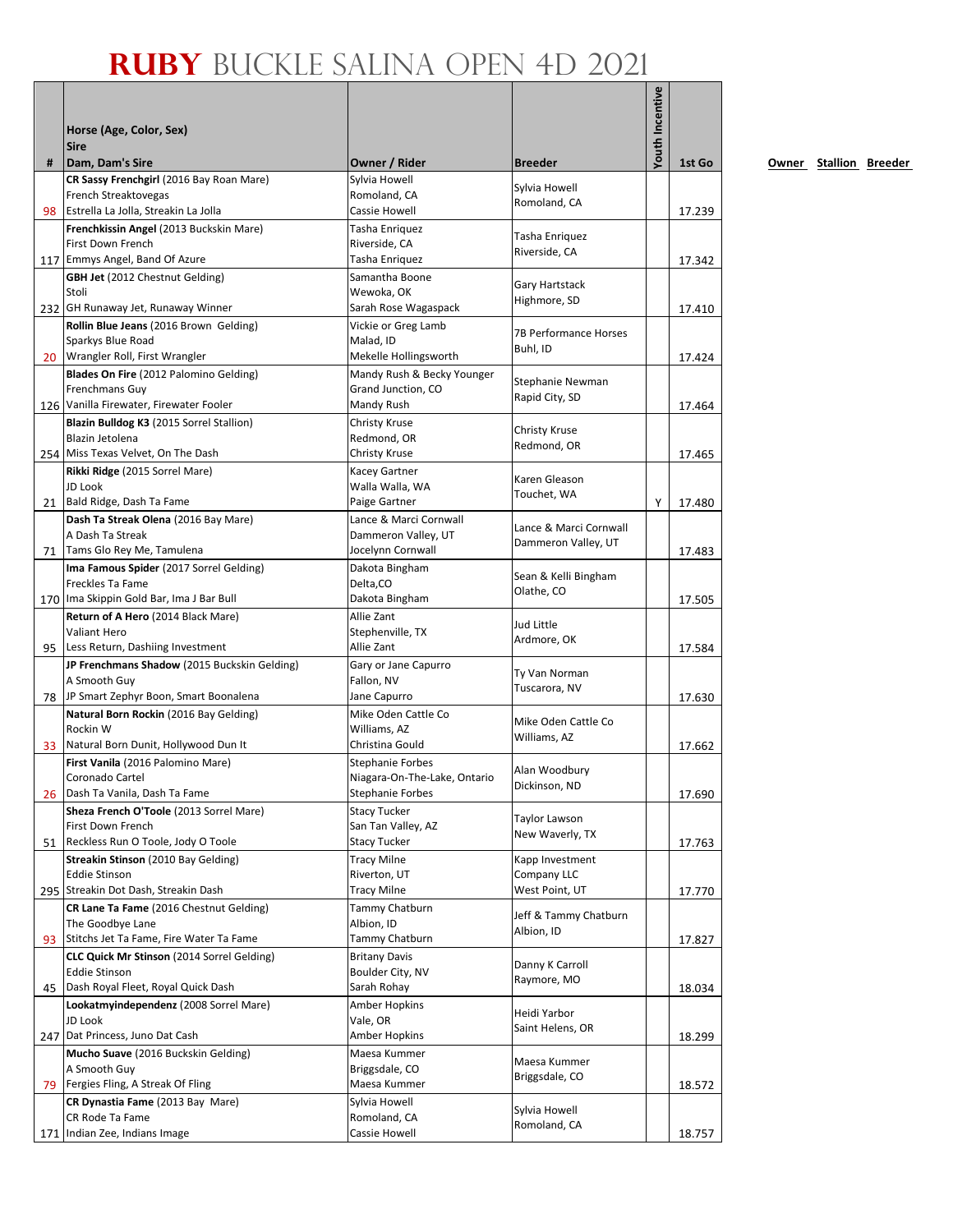# RUBY BUCKLE SALINA OPEN 4D 2021

| # | Horse (Age, Color, Sex)<br>Sire<br>Dam, Dam's Sire | Owner / Rider | Breeder | Youth Incentive | 1st Go |
|---|---|---|---|---|---|
| 98 | **CR Sassy Frenchgirl** (2016 Bay Roan Mare)<br>French Streaktovegas<br>Estrella La Jolla, Streakin La Jolla | Sylvia Howell<br>Romoland, CA<br>Cassie Howell | Sylvia Howell<br>Romoland, CA | | 17.239 |
| 117 | **Frenchkissin Angel** (2013 Buckskin Mare)<br>First Down French<br>Emmys Angel, Band Of Azure | Tasha Enriquez<br>Riverside, CA<br>Tasha Enriquez | Tasha Enriquez<br>Riverside, CA | | 17.342 |
| 232 | **GBH Jet** (2012 Chestnut Gelding)<br>Stoli<br>GH Runaway Jet, Runaway Winner | Samantha Boone<br>Wewoka, OK<br>Sarah Rose Wagaspack | Gary Hartstack<br>Highmore, SD | | 17.410 |
| 20 | **Rollin Blue Jeans** (2016 Brown Gelding)<br>Sparkys Blue Road<br>Wrangler Roll, First Wrangler | Vickie or Greg Lamb<br>Malad, ID<br>Mekelle Hollingsworth | 7B Performance Horses<br>Buhl, ID | | 17.424 |
| 126 | **Blades On Fire** (2012 Palomino Gelding)<br>Frenchmans Guy<br>Vanilla Firewater, Firewater Fooler | Mandy Rush & Becky Younger<br>Grand Junction, CO<br>Mandy Rush | Stephanie Newman<br>Rapid City, SD | | 17.464 |
| 254 | **Blazin Bulldog K3** (2015 Sorrel Stallion)<br>Blazin Jetolena<br>Miss Texas Velvet, On The Dash | Christy Kruse<br>Redmond, OR<br>Christy Kruse | Christy Kruse<br>Redmond, OR | | 17.465 |
| 21 | **Rikki Ridge** (2015 Sorrel Mare)<br>JD Look<br>Bald Ridge, Dash Ta Fame | Kacey Gartner<br>Walla Walla, WA<br>Paige Gartner | Karen Gleason<br>Touchet, WA | Y | 17.480 |
| 71 | **Dash Ta Streak Olena** (2016 Bay Mare)<br>A Dash Ta Streak<br>Tams Glo Rey Me, Tamulena | Lance & Marci Cornwall<br>Dammeron Valley, UT<br>Jocelynn Cornwall | Lance & Marci Cornwall<br>Dammeron Valley, UT | | 17.483 |
| 170 | **Ima Famous Spider** (2017 Sorrel Gelding)<br>Freckles Ta Fame<br>Ima Skippin Gold Bar, Ima J Bar Bull | Dakota Bingham<br>Delta,CO<br>Dakota Bingham | Sean & Kelli Bingham<br>Olathe, CO | | 17.505 |
| 95 | **Return of A Hero** (2014 Black Mare)<br>Valiant Hero<br>Less Return, Dashiing Investment | Allie Zant<br>Stephenville, TX<br>Allie Zant | Jud Little<br>Ardmore, OK | | 17.584 |
| 78 | **JP Frenchmans Shadow** (2015 Buckskin Gelding)<br>A Smooth Guy<br>JP Smart Zephyr Boon, Smart Boonalena | Gary or Jane Capurro<br>Fallon, NV<br>Jane Capurro | Ty Van Norman<br>Tuscarora, NV | | 17.630 |
| 33 | **Natural Born Rockin** (2016 Bay Gelding)<br>Rockin W<br>Natural Born Dunit, Hollywood Dun It | Mike Oden Cattle Co<br>Williams, AZ<br>Christina Gould | Mike Oden Cattle Co<br>Williams, AZ | | 17.662 |
| 26 | **First Vanila** (2016 Palomino Mare)<br>Coronado Cartel<br>Dash Ta Vanila, Dash Ta Fame | Stephanie Forbes<br>Niagara-On-The-Lake, Ontario<br>Stephanie Forbes | Alan Woodbury<br>Dickinson, ND | | 17.690 |
| 51 | **Sheza French O'Toole** (2013 Sorrel Mare)<br>First Down French<br>Reckless Run O Toole, Jody O Toole | Stacy Tucker<br>San Tan Valley, AZ<br>Stacy Tucker | Taylor Lawson<br>New Waverly, TX | | 17.763 |
| 295 | **Streakin Stinson** (2010 Bay Gelding)<br>Eddie Stinson<br>Streakin Dot Dash, Streakin Dash | Tracy Milne<br>Riverton, UT<br>Tracy Milne | Kapp Investment Company LLC<br>West Point, UT | | 17.770 |
| 93 | **CR Lane Ta Fame** (2016 Chestnut Gelding)<br>The Goodbye Lane<br>Stitchs Jet Ta Fame, Fire Water Ta Fame | Tammy Chatburn<br>Albion, ID<br>Tammy Chatburn | Jeff & Tammy Chatburn<br>Albion, ID | | 17.827 |
| 45 | **CLC Quick Mr Stinson** (2014 Sorrel Gelding)<br>Eddie Stinson<br>Dash Royal Fleet, Royal Quick Dash | Britany Davis<br>Boulder City, NV<br>Sarah Rohay | Danny K Carroll<br>Raymore, MO | | 18.034 |
| 247 | **Lookatmyindependenz** (2008 Sorrel Mare)<br>JD Look<br>Dat Princess, Juno Dat Cash | Amber Hopkins<br>Vale, OR<br>Amber Hopkins | Heidi Yarbor<br>Saint Helens, OR | | 18.299 |
| 79 | **Mucho Suave** (2016 Buckskin Gelding)<br>A Smooth Guy<br>Fergies Fling, A Streak Of Fling | Maesa Kummer<br>Briggsdale, CO<br>Maesa Kummer | Maesa Kummer<br>Briggsdale, CO | | 18.572 |
| 171 | **CR Dynastia Fame** (2013 Bay Mare)<br>CR Rode Ta Fame<br>Indian Zee, Indians Image | Sylvia Howell<br>Romoland, CA<br>Cassie Howell | Sylvia Howell<br>Romoland, CA | | 18.757 |

**Owner Stallion Breeder**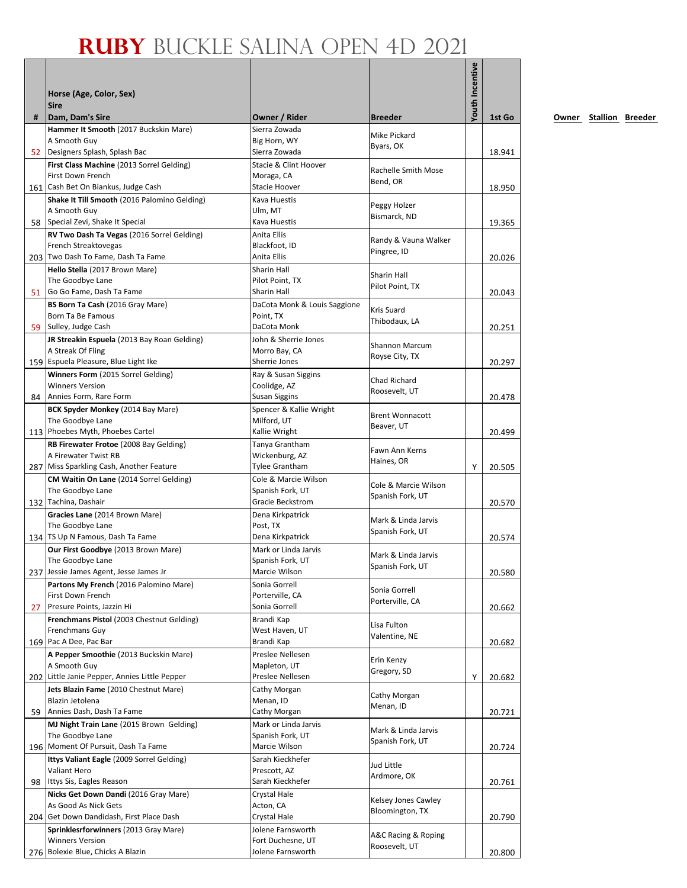# RUBY BUCKLE SALINA OPEN 4D 2021

| # | Horse (Age, Color, Sex)<br>Sire<br>Dam, Dam's Sire | Owner / Rider | Breeder | Youth Incentive | 1st Go |
|---|---|---|---|---|---|
| 52 | **Hammer It Smooth** (2017 Buckskin Mare)<br>A Smooth Guy<br>Designers Splash, Splash Bac | Sierra Zowada<br>Big Horn, WY<br>Sierra Zowada | Mike Pickard<br>Byars, OK | | 18.941 |
| 161 | **First Class Machine** (2013 Sorrel Gelding)<br>First Down French<br>Cash Bet On Biankus, Judge Cash | Stacie & Clint Hoover<br>Moraga, CA<br>Stacie Hoover | Rachelle Smith Mose<br>Bend, OR | | 18.950 |
| 58 | **Shake It Till Smooth** (2016 Palomino Gelding)<br>A Smooth Guy<br>Special Zevi, Shake It Special | Kava Huestis<br>Ulm, MT<br>Kava Huestis | Peggy Holzer<br>Bismarck, ND | | 19.365 |
| 203 | **RV Two Dash Ta Vegas** (2016 Sorrel Gelding)<br>French Streaktovegas<br>Two Dash To Fame, Dash Ta Fame | Anita Ellis<br>Blackfoot, ID<br>Anita Ellis | Randy & Vauna Walker<br>Pingree, ID | | 20.026 |
| 51 | **Hello Stella** (2017 Brown Mare)<br>The Goodbye Lane<br>Go Go Fame, Dash Ta Fame | Sharin Hall<br>Pilot Point, TX<br>Sharin Hall | Sharin Hall<br>Pilot Point, TX | | 20.043 |
| 59 | **BS Born Ta Cash** (2016 Gray Mare)<br>Born Ta Be Famous<br>Sulley, Judge Cash | DaCota Monk & Louis Saggione<br>Point, TX<br>DaCota Monk | Kris Suard<br>Thibodaux, LA | | 20.251 |
| 159 | **JR Streakin Espuela** (2013 Bay Roan Gelding)<br>A Streak Of Fling<br>Espuela Pleasure, Blue Light Ike | John & Sherrie Jones<br>Morro Bay, CA<br>Sherrie Jones | Shannon Marcum<br>Royse City, TX | | 20.297 |
| 84 | **Winners Form** (2015 Sorrel Gelding)<br>Winners Version<br>Annies Form, Rare Form | Ray & Susan Siggins<br>Coolidge, AZ<br>Susan Siggins | Chad Richard<br>Roosevelt, UT | | 20.478 |
| 113 | **BCK Spyder Monkey** (2014 Bay Mare)<br>The Goodbye Lane<br>Phoebes Myth, Phoebes Cartel | Spencer & Kallie Wright<br>Milford, UT<br>Kallie Wright | Brent Wonnacott<br>Beaver, UT | | 20.499 |
| 287 | **RB Firewater Frotoe** (2008 Bay Gelding)<br>A Firewater Twist RB<br>Miss Sparkling Cash, Another Feature | Tanya Grantham<br>Wickenburg, AZ<br>Tylee Grantham | Fawn Ann Kerns<br>Haines, OR | Y | 20.505 |
| 132 | **CM Waitin On Lane** (2014 Sorrel Gelding)<br>The Goodbye Lane<br>Tachina, Dashair | Cole & Marcie Wilson<br>Spanish Fork, UT<br>Gracie Beckstrom | Cole & Marcie Wilson<br>Spanish Fork, UT | | 20.570 |
| 134 | **Gracies Lane** (2014 Brown Mare)<br>The Goodbye Lane<br>TS Up N Famous, Dash Ta Fame | Dena Kirkpatrick<br>Post, TX<br>Dena Kirkpatrick | Mark & Linda Jarvis<br>Spanish Fork, UT | | 20.574 |
| 237 | **Our First Goodbye** (2013 Brown Mare)<br>The Goodbye Lane<br>Jessie James Agent, Jesse James Jr | Mark or Linda Jarvis<br>Spanish Fork, UT<br>Marcie Wilson | Mark & Linda Jarvis<br>Spanish Fork, UT | | 20.580 |
| 27 | **Partons My French** (2016 Palomino Mare)<br>First Down French<br>Presure Points, Jazzin Hi | Sonia Gorrell<br>Porterville, CA<br>Sonia Gorrell | Sonia Gorrell<br>Porterville, CA | | 20.662 |
| 169 | **Frenchmans Pistol** (2003 Chestnut Gelding)<br>Frenchmans Guy<br>Pac A Dee, Pac Bar | Brandi Kap<br>West Haven, UT<br>Brandi Kap | Lisa Fulton<br>Valentine, NE | | 20.682 |
| 202 | **A Pepper Smoothie** (2013 Buckskin Mare)<br>A Smooth Guy<br>Little Janie Pepper, Annies Little Pepper | Preslee Nellesen<br>Mapleton, UT<br>Preslee Nellesen | Erin Kenzy<br>Gregory, SD | Y | 20.682 |
| 59 | **Jets Blazin Fame** (2010 Chestnut Mare)<br>Blazin Jetolena<br>Annies Dash, Dash Ta Fame | Cathy Morgan<br>Menan, ID<br>Cathy Morgan | Cathy Morgan<br>Menan, ID | | 20.721 |
| 196 | **MJ Night Train Lane** (2015 Brown Gelding)<br>The Goodbye Lane<br>Moment Of Pursuit, Dash Ta Fame | Mark or Linda Jarvis<br>Spanish Fork, UT<br>Marcie Wilson | Mark & Linda Jarvis<br>Spanish Fork, UT | | 20.724 |
| 98 | **Ittys Valiant Eagle** (2009 Sorrel Gelding)<br>Valiant Hero<br>Ittys Sis, Eagles Reason | Sarah Kieckhefer<br>Prescott, AZ<br>Sarah Kieckhefer | Jud Little<br>Ardmore, OK | | 20.761 |
| 204 | **Nicks Get Down Dandi** (2016 Gray Mare)<br>As Good As Nick Gets<br>Get Down Dandidash, First Place Dash | Crystal Hale<br>Acton, CA<br>Crystal Hale | Kelsey Jones Cawley<br>Bloomington, TX | | 20.790 |
| 276 | **Sprinklesforwinners** (2013 Gray Mare)<br>Winners Version<br>Bolexie Blue, Chicks A Blazin | Jolene Farnsworth<br>Fort Duchesne, UT<br>Jolene Farnsworth | A&C Racing & Roping<br>Roosevelt, UT | | 20.800 |

**Owner** **Stallion** **Breeder**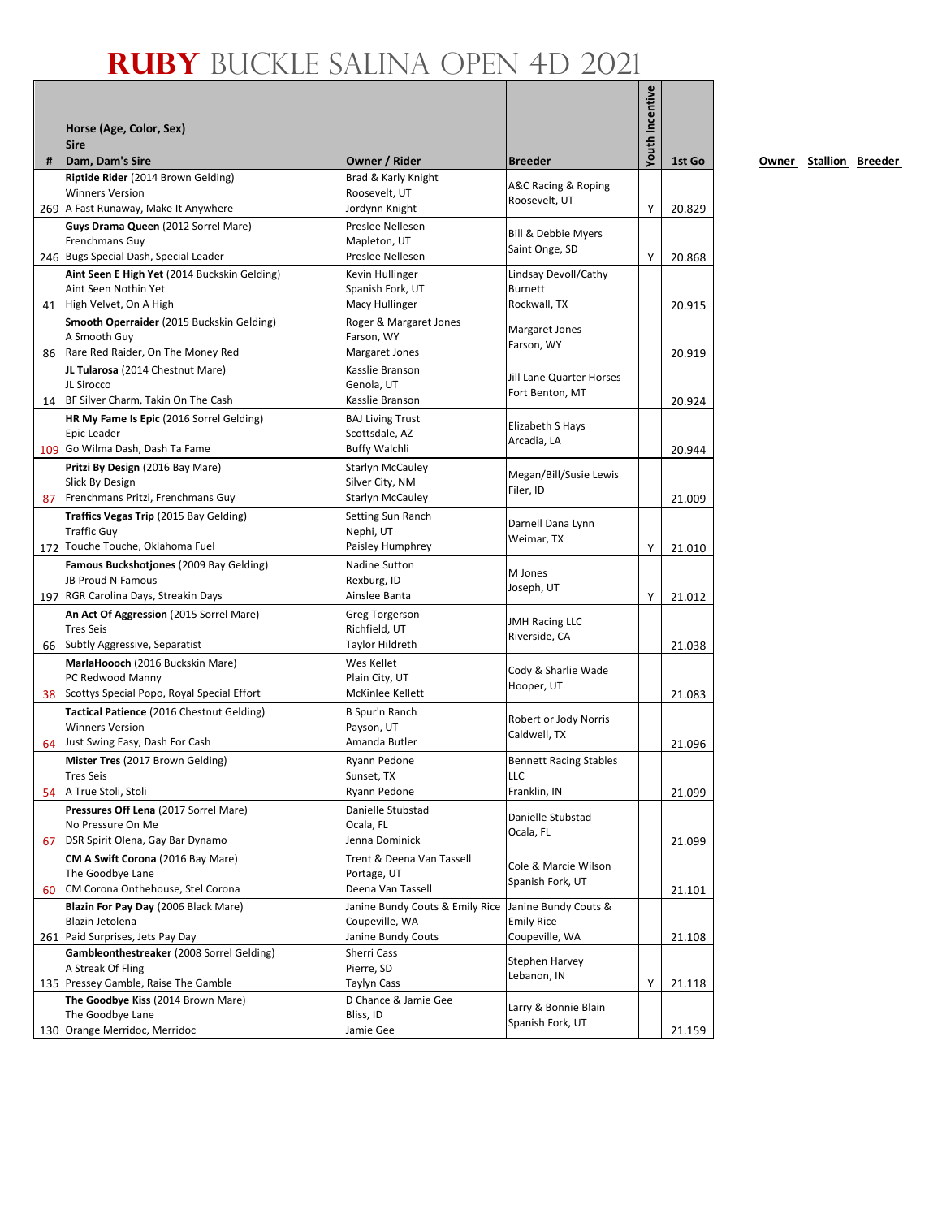# RUBY BUCKLE SALINA OPEN 4D 2021

| # | Horse (Age, Color, Sex)<br>Sire<br>Dam, Dam's Sire | Owner / Rider | Breeder | Youth Incentive | 1st Go |
|---|---|---|---|---|---|
| 269 | **Riptide Rider** (2014 Brown Gelding)<br>Winners Version<br>A Fast Runaway, Make It Anywhere | Brad & Karly Knight<br>Roosevelt, UT<br>Jordynn Knight | A&C Racing & Roping<br>Roosevelt, UT | Y | 20.829 |
| 246 | **Guys Drama Queen** (2012 Sorrel Mare)<br>Frenchmans Guy<br>Bugs Special Dash, Special Leader | Preslee Nellesen<br>Mapleton, UT<br>Preslee Nellesen | Bill & Debbie Myers<br>Saint Onge, SD | Y | 20.868 |
| 41 | **Aint Seen E High Yet** (2014 Buckskin Gelding)<br>Aint Seen Nothin Yet<br>High Velvet, On A High | Kevin Hullinger<br>Spanish Fork, UT<br>Macy Hullinger | Lindsay Devoll/Cathy Burnett<br>Rockwall, TX | | 20.915 |
| 86 | **Smooth Operraider** (2015 Buckskin Gelding)<br>A Smooth Guy<br>Rare Red Raider, On The Money Red | Roger & Margaret Jones<br>Farson, WY<br>Margaret Jones | Margaret Jones<br>Farson, WY | | 20.919 |
| 14 | **JL Tularosa** (2014 Chestnut Mare)<br>JL Sirocco<br>BF Silver Charm, Takin On The Cash | Kasslie Branson<br>Genola, UT<br>Kasslie Branson | Jill Lane Quarter Horses<br>Fort Benton, MT | | 20.924 |
| 109 | **HR My Fame Is Epic** (2016 Sorrel Gelding)<br>Epic Leader<br>Go Wilma Dash, Dash Ta Fame | BAJ Living Trust<br>Scottsdale, AZ<br>Buffy Walchli | Elizabeth S Hays<br>Arcadia, LA | | 20.944 |
| 87 | **Pritzi By Design** (2016 Bay Mare)<br>Slick By Design<br>Frenchmans Pritzi, Frenchmans Guy | Starlyn McCauley<br>Silver City, NM<br>Starlyn McCauley | Megan/Bill/Susie Lewis<br>Filer, ID | | 21.009 |
| 172 | **Traffics Vegas Trip** (2015 Bay Gelding)<br>Traffic Guy<br>Touche Touche, Oklahoma Fuel | Setting Sun Ranch<br>Nephi, UT<br>Paisley Humphrey | Darnell Dana Lynn<br>Weimar, TX | Y | 21.010 |
| 197 | **Famous Buckshotjones** (2009 Bay Gelding)<br>JB Proud N Famous<br>RGR Carolina Days, Streakin Days | Nadine Sutton<br>Rexburg, ID<br>Ainslee Banta | M Jones<br>Joseph, UT | Y | 21.012 |
| 66 | **An Act Of Aggression** (2015 Sorrel Mare)<br>Tres Seis<br>Subtly Aggressive, Separatist | Greg Torgerson<br>Richfield, UT<br>Taylor Hildreth | JMH Racing LLC<br>Riverside, CA | | 21.038 |
| 38 | **MarlaHoooch** (2016 Buckskin Mare)<br>PC Redwood Manny<br>Scottys Special Popo, Royal Special Effort | Wes Kellet<br>Plain City, UT<br>McKinlee Kellett | Cody & Sharlie Wade<br>Hooper, UT | | 21.083 |
| 64 | **Tactical Patience** (2016 Chestnut Gelding)<br>Winners Version<br>Just Swing Easy, Dash For Cash | B Spur'n Ranch<br>Payson, UT<br>Amanda Butler | Robert or Jody Norris<br>Caldwell, TX | | 21.096 |
| 54 | **Mister Tres** (2017 Brown Gelding)<br>Tres Seis<br>A True Stoli, Stoli | Ryann Pedone<br>Sunset, TX<br>Ryann Pedone | Bennett Racing Stables LLC<br>Franklin, IN | | 21.099 |
| 67 | **Pressures Off Lena** (2017 Sorrel Mare)<br>No Pressure On Me<br>DSR Spirit Olena, Gay Bar Dynamo | Danielle Stubstad<br>Ocala, FL<br>Jenna Dominick | Danielle Stubstad<br>Ocala, FL | | 21.099 |
| 60 | **CM A Swift Corona** (2016 Bay Mare)<br>The Goodbye Lane<br>CM Corona Onthehouse, Stel Corona | Trent & Deena Van Tassell<br>Portage, UT<br>Deena Van Tassell | Cole & Marcie Wilson<br>Spanish Fork, UT | | 21.101 |
| 261 | **Blazin For Pay Day** (2006 Black Mare)<br>Blazin Jetolena<br>Paid Surprises, Jets Pay Day | Janine Bundy Couts & Emily Rice<br>Coupeville, WA<br>Janine Bundy Couts | Janine Bundy Couts & Emily Rice<br>Coupeville, WA | | 21.108 |
| 135 | **Gambleonthestreaker** (2008 Sorrel Gelding)<br>A Streak Of Fling<br>Pressey Gamble, Raise The Gamble | Sherri Cass<br>Pierre, SD<br>Taylyn Cass | Stephen Harvey<br>Lebanon, IN | Y | 21.118 |
| 130 | **The Goodbye Kiss** (2014 Brown Mare)<br>The Goodbye Lane<br>Orange Merridoc, Merridoc | D Chance & Jamie Gee<br>Bliss, ID<br>Jamie Gee | Larry & Bonnie Blain<br>Spanish Fork, UT | | 21.159 |

Owner Stallion Breeder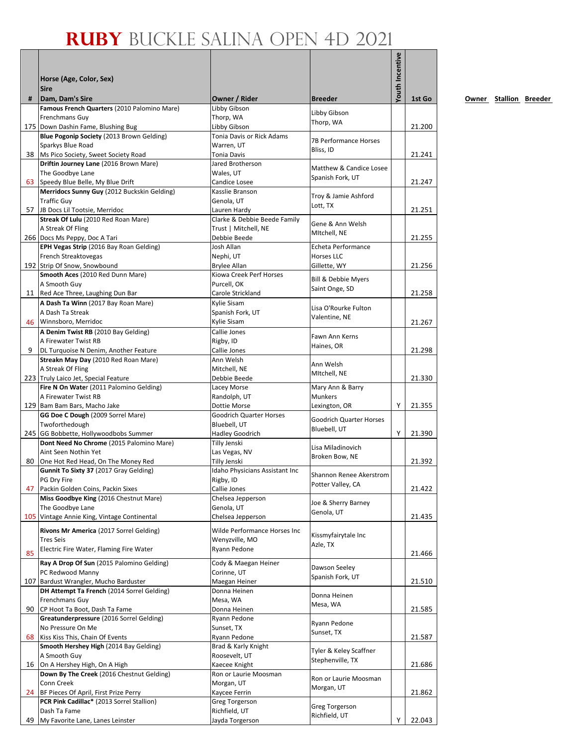# RUBY BUCKLE SALINA OPEN 4D 2021

| # | Horse (Age, Color, Sex)<br>Sire<br>Dam, Dam's Sire | Owner / Rider | Breeder | Youth Incentive | 1st Go |
|---|---|---|---|---|---|
| 175 | **Famous French Quarters** (2010 Palomino Mare)<br>Frenchmans Guy<br>Down Dashin Fame, Blushing Bug | Libby Gibson<br>Thorp, WA<br>Libby Gibson | Libby Gibson<br>Thorp, WA | | 21.200 |
| 38 | **Blue Pogonip Society** (2013 Brown Gelding)<br>Sparkys Blue Road<br>Ms Pico Society, Sweet Society Road | Tonia Davis or Rick Adams<br>Warren, UT<br>Tonia Davis | 7B Performance Horses<br>Bliss, ID | | 21.241 |
| 63 | **Driftin Journey Lane** (2016 Brown Mare)<br>The Goodbye Lane<br>Speedy Blue Belle, My Blue Drift | Jared Brotherson<br>Wales, UT<br>Candice Losee | Matthew & Candice Losee<br>Spanish Fork, UT | | 21.247 |
| 57 | **Merridocs Sunny Guy** (2012 Buckskin Gelding)<br>Traffic Guy<br>JB Docs Lil Tootsie, Merridoc | Kasslie Branson<br>Genola, UT<br>Lauren Hardy | Troy & Jamie Ashford<br>Lott, TX | | 21.251 |
| 266 | **Streak Of Lulu** (2010 Red Roan Mare)<br>A Streak Of Fling<br>Docs Ms Peppy, Doc A Tari | Clarke & Debbie Beede Family Trust \| Mitchell, NE<br>Debbie Beede | Gene & Ann Welsh<br>MItchell, NE | | 21.255 |
| 192 | **EPH Vegas Strip** (2016 Bay Roan Gelding)<br>French Streaktovegas<br>Strip Of Snow, Snowbound | Josh Allan<br>Nephi, UT<br>Brylee Allan | Echeta Performance Horses LLC<br>Gillette, WY | | 21.256 |
| 11 | **Smooth Aces** (2010 Red Dunn Mare)<br>A Smooth Guy<br>Red Ace Three, Laughing Dun Bar | Kiowa Creek Perf Horses<br>Purcell, OK<br>Carole Strickland | Bill & Debbie Myers<br>Saint Onge, SD | | 21.258 |
| 46 | **A Dash Ta Winn** (2017 Bay Roan Mare)<br>A Dash Ta Streak<br>Winnsboro, Merridoc | Kylie Sisam<br>Spanish Fork, UT<br>Kylie Sisam | Lisa O'Rourke Fulton<br>Valentine, NE | | 21.267 |
| 9 | **A Denim Twist RB** (2010 Bay Gelding)<br>A Firewater Twist RB<br>DL Turquoise N Denim, Another Feature | Callie Jones<br>Rigby, ID<br>Callie Jones | Fawn Ann Kerns<br>Haines, OR | | 21.298 |
| 223 | **Streakn May Day** (2010 Red Roan Mare)<br>A Streak Of Fling<br>Truly Laico Jet, Special Feature | Ann Welsh<br>Mitchell, NE<br>Debbie Beede | Ann Welsh<br>MItchell, NE | | 21.330 |
| 129 | **Fire N On Water** (2011 Palomino Gelding)<br>A Firewater Twist RB<br>Bam Bam Bars, Macho Jake | Lacey Morse<br>Randolph, UT<br>Dottie Morse | Mary Ann & Barry Munkers<br>Lexington, OR | Y | 21.355 |
| 245 | **GG Doe C Dough** (2009 Sorrel Mare)<br>Twoforthedough<br>GG Bobbette, Hollywoodbobs Summer | Goodrich Quarter Horses<br>Bluebell, UT<br>Hadley Goodrich | Goodrich Quarter Horses<br>Bluebell, UT | Y | 21.390 |
| 80 | **Dont Need No Chrome** (2015 Palomino Mare)<br>Aint Seen Nothin Yet<br>One Hot Red Head, On The Money Red | Tilly Jenski<br>Las Vegas, NV<br>Tilly Jenski | Lisa Miladinovich<br>Broken Bow, NE | | 21.392 |
| 47 | **Gunnit To Sixty 37** (2017 Gray Gelding)<br>PG Dry Fire<br>Packin Golden Coins, Packin Sixes | Idaho Physicians Assistant Inc<br>Rigby, ID<br>Callie Jones | Shannon Renee Akerstrom<br>Potter Valley, CA | | 21.422 |
| 105 | **Miss Goodbye King** (2016 Chestnut Mare)<br>The Goodbye Lane<br>Vintage Annie King, Vintage Continental | Chelsea Jepperson<br>Genola, UT<br>Chelsea Jepperson | Joe & Sherry Barney<br>Genola, UT | | 21.435 |
| 85 | **Rivons Mr America** (2017 Sorrel Gelding)<br>Tres Seis<br>Electric Fire Water, Flaming Fire Water | Wilde Performance Horses Inc<br>Wenyzville, MO<br>Ryann Pedone | Kissmyfairytale Inc<br>Azle, TX | | 21.466 |
| 107 | **Ray A Drop Of Sun** (2015 Palomino Gelding)<br>PC Redwood Manny<br>Bardust Wrangler, Mucho Bardustér | Cody & Maegan Heiner<br>Corinne, UT<br>Maegan Heiner | Dawson Seeley<br>Spanish Fork, UT | | 21.510 |
| 90 | **DH Attempt Ta French** (2014 Sorrel Gelding)<br>Frenchmans Guy<br>CP Hoot Ta Boot, Dash Ta Fame | Donna Heinen<br>Mesa, WA<br>Donna Heinen | Donna Heinen<br>Mesa, WA | | 21.585 |
| 68 | **Greatunderpressure** (2016 Sorrel Gelding)<br>No Pressure On Me<br>Kiss Kiss This, Chain Of Events | Ryann Pedone<br>Sunset, TX<br>Ryann Pedone | Ryann Pedone<br>Sunset, TX | | 21.587 |
| 16 | **Smooth Hershey High** (2014 Bay Gelding)<br>A Smooth Guy<br>On A Hershey High, On A High | Brad & Karly Knight<br>Roosevelt, UT<br>Kaecee Knight | Tyler & Keley Scaffner<br>Stephenville, TX | | 21.686 |
| 24 | **Down By The Creek** (2016 Chestnut Gelding)<br>Conn Creek<br>BF Pieces Of April, First Prize Perry | Ron or Laurie Moosman<br>Morgan, UT<br>Kaycee Ferrin | Ron or Laurie Moosman<br>Morgan, UT | | 21.862 |
| 49 | **PCR Pink Cadillac*** (2013 Sorrel Stallion)<br>Dash Ta Fame<br>My Favorite Lane, Lanes Leinster | Greg Torgerson<br>Richfield, UT<br>Jayda Torgerson | Greg Torgerson<br>Richfield, UT | Y | 22.043 |

**Owner Stallion Breeder**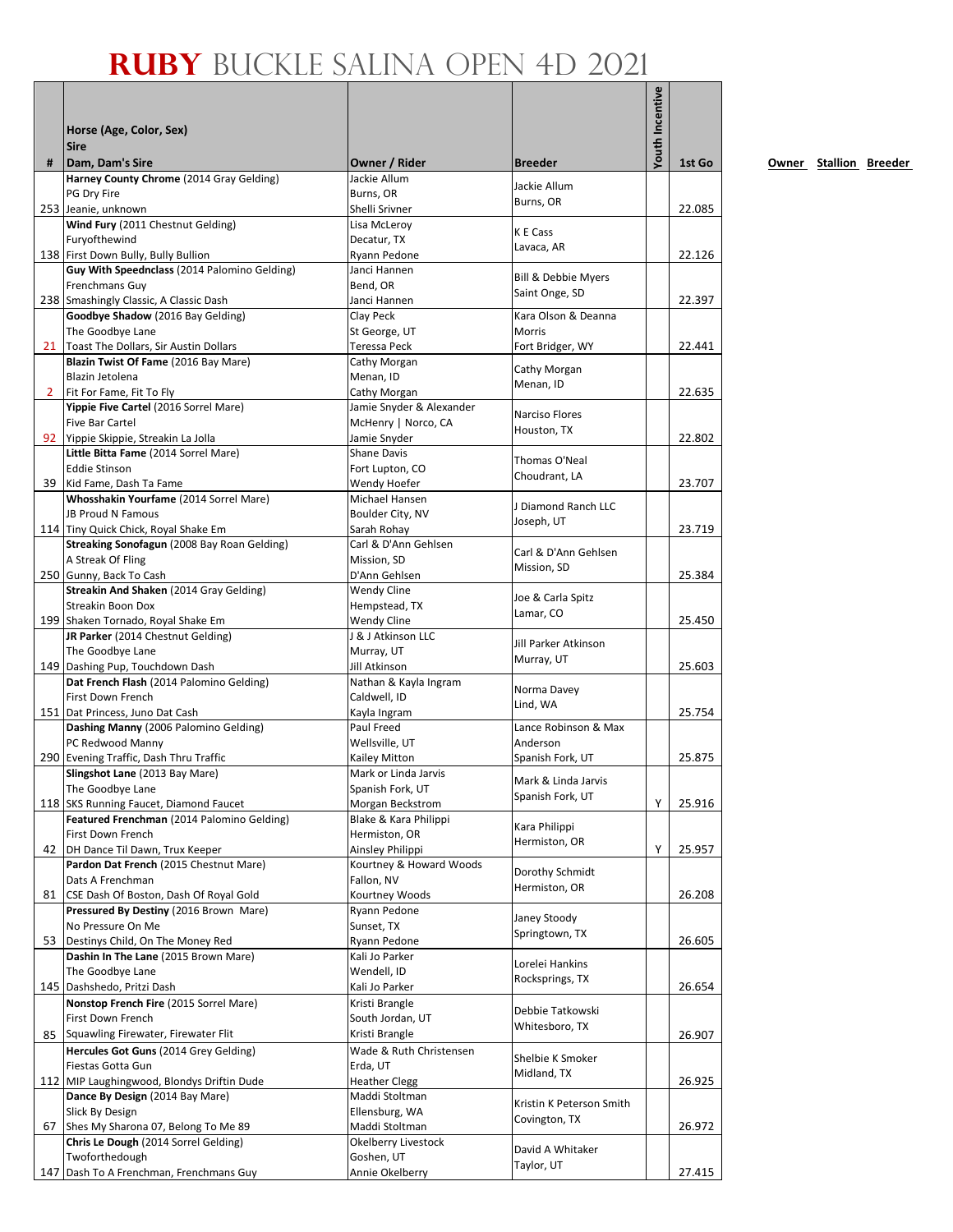# RUBY BUCKLE SALINA OPEN 4D 2021

| # | Horse (Age, Color, Sex)<br>Sire<br>Dam, Dam's Sire | Owner / Rider | Breeder | Youth Incentive | 1st Go |
|---|---|---|---|---|---|
| 253 | **Harney County Chrome** (2014 Gray Gelding)<br>PG Dry Fire<br>Jeanie, unknown | Jackie Allum<br>Burns, OR<br>Shelli Srivner | Jackie Allum<br>Burns, OR | | 22.085 |
| 138 | **Wind Fury** (2011 Chestnut Gelding)<br>Furyofthewind<br>First Down Bully, Bully Bullion | Lisa McLeroy<br>Decatur, TX<br>Ryann Pedone | K E Cass<br>Lavaca, AR | | 22.126 |
| 238 | **Guy With Speednclass** (2014 Palomino Gelding)<br>Frenchmans Guy<br>Smashingly Classic, A Classic Dash | Janci Hannen<br>Bend, OR<br>Janci Hannen | Bill & Debbie Myers<br>Saint Onge, SD | | 22.397 |
| 21 | **Goodbye Shadow** (2016 Bay Gelding)<br>The Goodbye Lane<br>Toast The Dollars, Sir Austin Dollars | Clay Peck<br>St George, UT<br>Teressa Peck | Kara Olson & Deanna Morris<br>Fort Bridger, WY | | 22.441 |
| 2 | **Blazin Twist Of Fame** (2016 Bay Mare)<br>Blazin Jetolena<br>Fit For Fame, Fit To Fly | Cathy Morgan<br>Menan, ID<br>Cathy Morgan | Cathy Morgan<br>Menan, ID | | 22.635 |
| 92 | **Yippie Five Cartel** (2016 Sorrel Mare)<br>Five Bar Cartel<br>Yippie Skippie, Streakin La Jolla | Jamie Snyder & Alexander McHenry \| Norco, CA<br>Jamie Snyder | Narciso Flores<br>Houston, TX | | 22.802 |
| 39 | **Little Bitta Fame** (2014 Sorrel Mare)<br>Eddie Stinson<br>Kid Fame, Dash Ta Fame | Shane Davis<br>Fort Lupton, CO<br>Wendy Hoefer | Thomas O'Neal<br>Choudrant, LA | | 23.707 |
| 114 | **Whosshakin Yourfame** (2014 Sorrel Mare)<br>JB Proud N Famous<br>Tiny Quick Chick, Royal Shake Em | Michael Hansen<br>Boulder City, NV<br>Sarah Rohay | J Diamond Ranch LLC<br>Joseph, UT | | 23.719 |
| 250 | **Streaking Sonofagun** (2008 Bay Roan Gelding)<br>A Streak Of Fling<br>Gunny, Back To Cash | Carl & D'Ann Gehlsen<br>Mission, SD<br>D'Ann Gehlsen | Carl & D'Ann Gehlsen<br>Mission, SD | | 25.384 |
| 199 | **Streakin And Shaken** (2014 Gray Gelding)<br>Streakin Boon Dox<br>Shaken Tornado, Royal Shake Em | Wendy Cline<br>Hempstead, TX<br>Wendy Cline | Joe & Carla Spitz<br>Lamar, CO | | 25.450 |
| 149 | **JR Parker** (2014 Chestnut Gelding)<br>The Goodbye Lane<br>Dashing Pup, Touchdown Dash | J & J Atkinson LLC<br>Murray, UT<br>Jill Atkinson | Jill Parker Atkinson<br>Murray, UT | | 25.603 |
| 151 | **Dat French Flash** (2014 Palomino Gelding)<br>First Down French<br>Dat Princess, Juno Dat Cash | Nathan & Kayla Ingram<br>Caldwell, ID<br>Kayla Ingram | Norma Davey<br>Lind, WA | | 25.754 |
| 290 | **Dashing Manny** (2006 Palomino Gelding)<br>PC Redwood Manny<br>Evening Traffic, Dash Thru Traffic | Paul Freed<br>Wellsville, UT<br>Kailey Mitton | Lance Robinson & Max Anderson<br>Spanish Fork, UT | | 25.875 |
| 118 | **Slingshot Lane** (2013 Bay Mare)<br>The Goodbye Lane<br>SKS Running Faucet, Diamond Faucet | Mark or Linda Jarvis<br>Spanish Fork, UT<br>Morgan Beckstrom | Mark & Linda Jarvis<br>Spanish Fork, UT | Y | 25.916 |
| 42 | **Featured Frenchman** (2014 Palomino Gelding)<br>First Down French<br>DH Dance Til Dawn, Trux Keeper | Blake & Kara Philippi<br>Hermiston, OR<br>Ainsley Philippi | Kara Philippi<br>Hermiston, OR | Y | 25.957 |
| 81 | **Pardon Dat French** (2015 Chestnut Mare)<br>Dats A Frenchman<br>CSE Dash Of Boston, Dash Of Royal Gold | Kourtney & Howard Woods<br>Fallon, NV<br>Kourtney Woods | Dorothy Schmidt<br>Hermiston, OR | | 26.208 |
| 53 | **Pressured By Destiny** (2016 Brown Mare)<br>No Pressure On Me<br>Destinys Child, On The Money Red | Ryann Pedone<br>Sunset, TX<br>Ryann Pedone | Janey Stoody<br>Springtown, TX | | 26.605 |
| 145 | **Dashin In The Lane** (2015 Brown Mare)<br>The Goodbye Lane<br>Dashshedo, Pritzi Dash | Kali Jo Parker<br>Wendell, ID<br>Kali Jo Parker | Lorelei Hankins<br>Rocksprings, TX | | 26.654 |
| 85 | **Nonstop French Fire** (2015 Sorrel Mare)<br>First Down French<br>Squawling Firewater, Firewater Flit | Kristi Brangle<br>South Jordan, UT<br>Kristi Brangle | Debbie Tatkowski<br>Whitesboro, TX | | 26.907 |
| 112 | **Hercules Got Guns** (2014 Grey Gelding)<br>Fiestas Gotta Gun<br>MIP Laughingwood, Blondys Driftin Dude | Wade & Ruth Christensen<br>Erda, UT<br>Heather Clegg | Shelbie K Smoker<br>Midland, TX | | 26.925 |
| 67 | **Dance By Design** (2014 Bay Mare)<br>Slick By Design<br>Shes My Sharona 07, Belong To Me 89 | Maddi Stoltman<br>Ellensburg, WA<br>Maddi Stoltman | Kristin K Peterson Smith<br>Covington, TX | | 26.972 |
| 147 | **Chris Le Dough** (2014 Sorrel Gelding)<br>Twoforthedough<br>Dash To A Frenchman, Frenchmans Guy | Okelberry Livestock<br>Goshen, UT<br>Annie Okelberry | David A Whitaker<br>Taylor, UT | | 27.415 |

**Owner Stallion Breeder**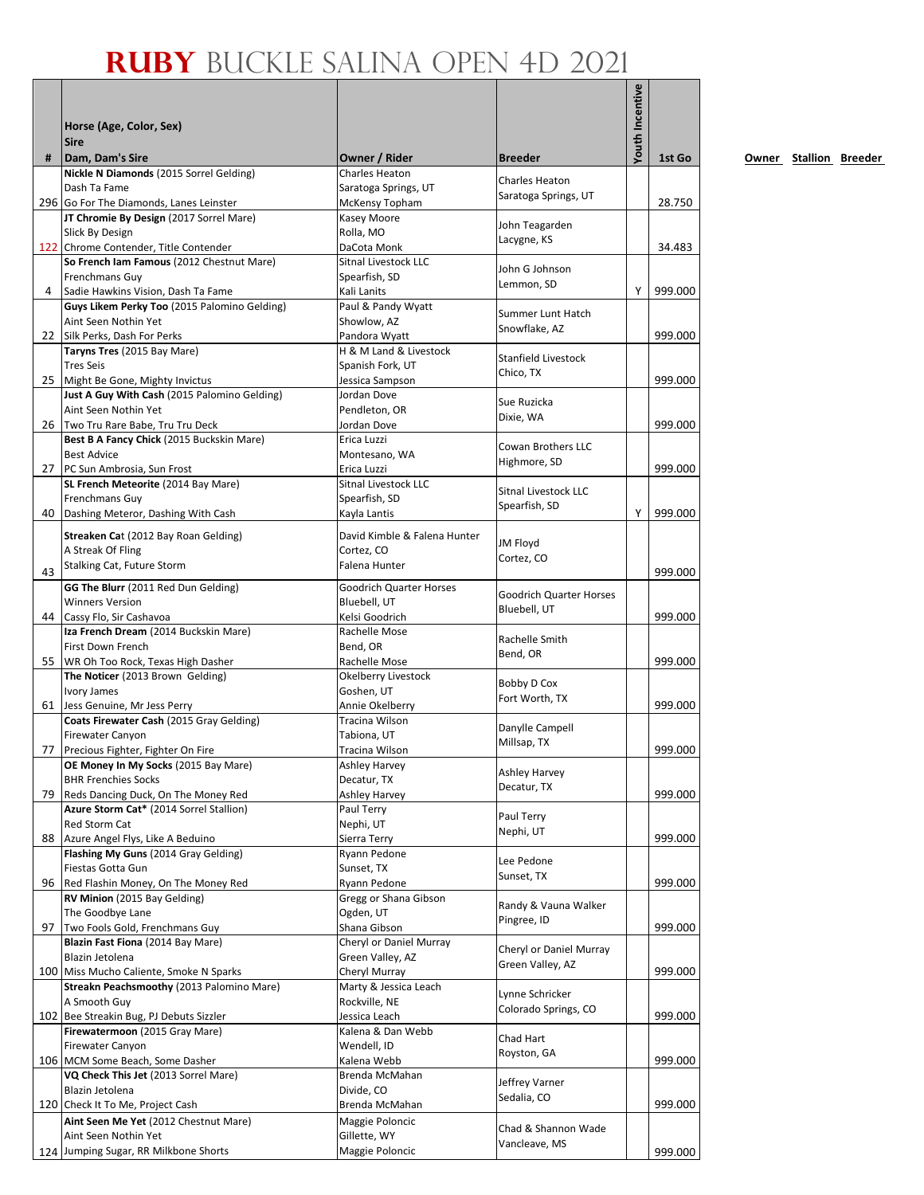# RUBY BUCKLE SALINA OPEN 4D 2021

| # | Horse (Age, Color, Sex)<br>Sire<br>Dam, Dam's Sire | Owner / Rider | Breeder | Youth Incentive | 1st Go |
|---|---|---|---|---|---|
| 296 | **Nickle N Diamonds** (2015 Sorrel Gelding)<br>Dash Ta Fame<br>Go For The Diamonds, Lanes Leinster | Charles Heaton<br>Saratoga Springs, UT<br>McKensy Topham | Charles Heaton<br>Saratoga Springs, UT | | 28.750 |
| 122 | **JT Chromie By Design** (2017 Sorrel Mare)<br>Slick By Design<br>Chrome Contender, Title Contender | Kasey Moore<br>Rolla, MO<br>DaCota Monk | John Teagarden<br>Lacygne, KS | | 34.483 |
| 4 | **So French Iam Famous** (2012 Chestnut Mare)<br>Frenchmans Guy<br>Sadie Hawkins Vision, Dash Ta Fame | Sitnal Livestock LLC<br>Spearfish, SD<br>Kali Lanits | John G Johnson<br>Lemmon, SD | Y | 999.000 |
| 22 | **Guys Likem Perky Too** (2015 Palomino Gelding)<br>Aint Seen Nothin Yet<br>Silk Perks, Dash For Perks | Paul & Pandy Wyatt<br>Showlow, AZ<br>Pandora Wyatt | Summer Lunt Hatch<br>Snowflake, AZ | | 999.000 |
| 25 | **Taryns Tres** (2015 Bay Mare)<br>Tres Seis<br>Might Be Gone, Mighty Invictus | H & M Land & Livestock<br>Spanish Fork, UT<br>Jessica Sampson | Stanfield Livestock<br>Chico, TX | | 999.000 |
| 26 | **Just A Guy With Cash** (2015 Palomino Gelding)<br>Aint Seen Nothin Yet<br>Two Tru Rare Babe, Tru Tru Deck | Jordan Dove<br>Pendleton, OR<br>Jordan Dove | Sue Ruzicka<br>Dixie, WA | | 999.000 |
| 27 | **Best B A Fancy Chick** (2015 Buckskin Mare)<br>Best Advice<br>PC Sun Ambrosia, Sun Frost | Erica Luzzi<br>Montesano, WA<br>Erica Luzzi | Cowan Brothers LLC<br>Highmore, SD | | 999.000 |
| 40 | **SL French Meteorite** (2014 Bay Mare)<br>Frenchmans Guy<br>Dashing Meteror, Dashing With Cash | Sitnal Livestock LLC<br>Spearfish, SD<br>Kayla Lantis | Sitnal Livestock LLC<br>Spearfish, SD | Y | 999.000 |
| 43 | **Streaken Cat** (2012 Bay Roan Gelding)<br>A Streak Of Fling<br>Stalking Cat, Future Storm | David Kimble & Falena Hunter<br>Cortez, CO<br>Falena Hunter | JM Floyd<br>Cortez, CO | | 999.000 |
| 44 | **GG The Blurr** (2011 Red Dun Gelding)<br>Winners Version<br>Cassy Flo, Sir Cashavoa | Goodrich Quarter Horses<br>Bluebell, UT<br>Kelsi Goodrich | Goodrich Quarter Horses<br>Bluebell, UT | | 999.000 |
| 55 | **Iza French Dream** (2014 Buckskin Mare)<br>First Down French<br>WR Oh Too Rock, Texas High Dasher | Rachelle Mose<br>Bend, OR<br>Rachelle Mose | Rachelle Smith<br>Bend, OR | | 999.000 |
| 61 | **The Noticer** (2013 Brown Gelding)<br>Ivory James<br>Jess Genuine, Mr Jess Perry | Okelberry Livestock<br>Goshen, UT<br>Annie Okelberry | Bobby D Cox<br>Fort Worth, TX | | 999.000 |
| 77 | **Coats Firewater Cash** (2015 Gray Gelding)<br>Firewater Canyon<br>Precious Fighter, Fighter On Fire | Tracina Wilson<br>Tabiona, UT<br>Tracina Wilson | Danylle Campell<br>Millsap, TX | | 999.000 |
| 79 | **OE Money In My Socks** (2015 Bay Mare)<br>BHR Frenchies Socks<br>Reds Dancing Duck, On The Money Red | Ashley Harvey<br>Decatur, TX<br>Ashley Harvey | Ashley Harvey<br>Decatur, TX | | 999.000 |
| 88 | **Azure Storm Cat*** (2014 Sorrel Stallion)<br>Red Storm Cat<br>Azure Angel Flys, Like A Beduino | Paul Terry<br>Nephi, UT<br>Sierra Terry | Paul Terry<br>Nephi, UT | | 999.000 |
| 96 | **Flashing My Guns** (2014 Gray Gelding)<br>Fiestas Gotta Gun<br>Red Flashin Money, On The Money Red | Ryann Pedone<br>Sunset, TX<br>Ryann Pedone | Lee Pedone<br>Sunset, TX | | 999.000 |
| 97 | **RV Minion** (2015 Bay Gelding)<br>The Goodbye Lane<br>Two Fools Gold, Frenchmans Guy | Gregg or Shana Gibson<br>Ogden, UT<br>Shana Gibson | Randy & Vauna Walker<br>Pingree, ID | | 999.000 |
| 100 | **Blazin Fast Fiona** (2014 Bay Mare)<br>Blazin Jetolena<br>Miss Mucho Caliente, Smoke N Sparks | Cheryl or Daniel Murray<br>Green Valley, AZ<br>Cheryl Murray | Cheryl or Daniel Murray<br>Green Valley, AZ | | 999.000 |
| 102 | **Streakn Peachsmoothy** (2013 Palomino Mare)<br>A Smooth Guy<br>Bee Streakin Bug, PJ Debuts Sizzler | Marty & Jessica Leach<br>Rockville, NE<br>Jessica Leach | Lynne Schricker<br>Colorado Springs, CO | | 999.000 |
| 106 | **Firewatermoon** (2015 Gray Mare)<br>Firewater Canyon<br>MCM Some Beach, Some Dasher | Kalena & Dan Webb<br>Wendell, ID<br>Kalena Webb | Chad Hart<br>Royston, GA | | 999.000 |
| 120 | **VQ Check This Jet** (2013 Sorrel Mare)<br>Blazin Jetolena<br>Check It To Me, Project Cash | Brenda McMahan<br>Divide, CO<br>Brenda McMahan | Jeffrey Varner<br>Sedalia, CO | | 999.000 |
| 124 | **Aint Seen Me Yet** (2012 Chestnut Mare)<br>Aint Seen Nothin Yet<br>Jumping Sugar, RR Milkbone Shorts | Maggie Poloncic<br>Gillette, WY<br>Maggie Poloncic | Chad & Shannon Wade<br>Vancleave, MS | | 999.000 |

**Owner** **Stallion** **Breeder**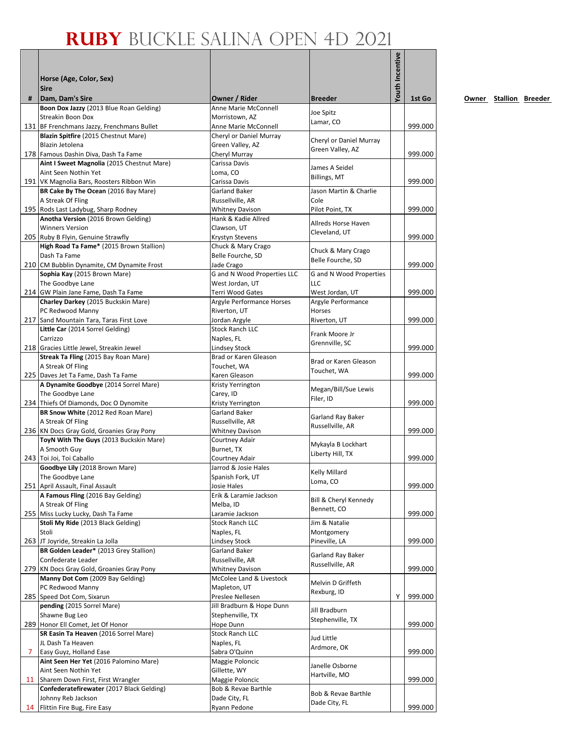# RUBY BUCKLE SALINA OPEN 4D 2021

| # | Horse (Age, Color, Sex)<br>Sire<br>Dam, Dam's Sire | Owner / Rider | Breeder | Youth Incentive | 1st Go |
|---|---|---|---|---|---|
| 131 | **Boon Dox Jazzy** (2013 Blue Roan Gelding)<br>Streakin Boon Dox<br>BF Frenchmans Jazzy, Frenchmans Bullet | Anne Marie McConnell<br>Morristown, AZ<br>Anne Marie McConnell | Joe Spitz<br>Lamar, CO | | 999.000 |
| 178 | **Blazin Spitfire** (2015 Chestnut Mare)<br>Blazin Jetolena<br>Famous Dashin Diva, Dash Ta Fame | Cheryl or Daniel Murray<br>Green Valley, AZ<br>Cheryl Murray | Cheryl or Daniel Murray<br>Green Valley, AZ | | 999.000 |
| 191 | **Aint I Sweet Magnolia** (2015 Chestnut Mare)<br>Aint Seen Nothin Yet<br>VK Magnolia Bars, Roosters Ribbon Win | Carissa Davis<br>Loma, CO<br>Carissa Davis | James A Seidel<br>Billings, MT | | 999.000 |
| 195 | **BR Cake By The Ocean** (2016 Bay Mare)<br>A Streak Of Fling<br>Rods Last Ladybug, Sharp Rodney | Garland Baker<br>Russellville, AR<br>Whitney Davison | Jason Martin & Charlie Cole<br>Pilot Point, TX | | 999.000 |
| 205 | **Anotha Version** (2016 Brown Gelding)<br>Winners Version<br>Ruby B Flyin, Genuine Strawfly | Hank & Kadie Allred<br>Clawson, UT<br>Krystyn Stevens | Allreds Horse Haven<br>Cleveland, UT | | 999.000 |
| 210 | **High Road Ta Fame*** (2015 Brown Stallion)<br>Dash Ta Fame<br>CM Bubblin Dynamite, CM Dynamite Frost | Chuck & Mary Crago<br>Belle Fourche, SD<br>Jade Crago | Chuck & Mary Crago<br>Belle Fourche, SD | | 999.000 |
| 214 | **Sophia Kay** (2015 Brown Mare)<br>The Goodbye Lane<br>GW Plain Jane Fame, Dash Ta Fame | G and N Wood Properties LLC<br>West Jordan, UT<br>Terri Wood Gates | G and N Wood Properties LLC<br>West Jordan, UT | | 999.000 |
| 217 | **Charley Darkey** (2015 Buckskin Mare)<br>PC Redwood Manny<br>Sand Mountain Tara, Taras First Love | Argyle Performance Horses<br>Riverton, UT<br>Jordan Argyle | Argyle Performance Horses<br>Riverton, UT | | 999.000 |
| 218 | **Little Car** (2014 Sorrel Gelding)<br>Carrizzo<br>Gracies Little Jewel, Streakin Jewel | Stock Ranch LLC<br>Naples, FL<br>Lindsey Stock | Frank Moore Jr<br>Grennville, SC | | 999.000 |
| 225 | **Streak Ta Fling** (2015 Bay Roan Mare)<br>A Streak Of Fling<br>Daves Jet Ta Fame, Dash Ta Fame | Brad or Karen Gleason<br>Touchet, WA<br>Karen Gleason | Brad or Karen Gleason<br>Touchet, WA | | 999.000 |
| 234 | **A Dynamite Goodbye** (2014 Sorrel Mare)<br>The Goodbye Lane<br>Thiefs Of Diamonds, Doc O Dynomite | Kristy Yerrington<br>Carey, ID<br>Kristy Yerrington | Megan/Bill/Sue Lewis<br>Filer, ID | | 999.000 |
| 236 | **BR Snow White** (2012 Red Roan Mare)<br>A Streak Of Fling<br>KN Docs Gray Gold, Groanies Gray Pony | Garland Baker<br>Russellville, AR<br>Whitney Davison | Garland Ray Baker<br>Russellville, AR | | 999.000 |
| 243 | **ToyN With The Guys** (2013 Buckskin Mare)<br>A Smooth Guy<br>Toi Joi, Toi Caballo | Courtney Adair<br>Burnet, TX<br>Courtney Adair | Mykayla B Lockhart<br>Liberty Hill, TX | | 999.000 |
| 251 | **Goodbye Lily** (2018 Brown Mare)<br>The Goodbye Lane<br>April Assault, Final Assault | Jarrod & Josie Hales<br>Spanish Fork, UT<br>Josie Hales | Kelly Millard<br>Loma, CO | | 999.000 |
| 255 | **A Famous Fling** (2016 Bay Gelding)<br>A Streak Of Fling<br>Miss Lucky Lucky, Dash Ta Fame | Erik & Laramie Jackson<br>Melba, ID<br>Laramie Jackson | Bill & Cheryl Kennedy<br>Bennett, CO | | 999.000 |
| 263 | **Stoli My Ride** (2013 Black Gelding)<br>Stoli<br>JT Joyride, Streakin La Jolla | Stock Ranch LLC<br>Naples, FL<br>Lindsey Stock | Jim & Natalie Montgomery<br>Pineville, LA | | 999.000 |
| 279 | **BR Golden Leader*** (2013 Grey Stallion)<br>Confederate Leader<br>KN Docs Gray Gold, Groanies Gray Pony | Garland Baker<br>Russellville, AR<br>Whitney Davison | Garland Ray Baker<br>Russellville, AR | | 999.000 |
| 285 | **Manny Dot Com** (2009 Bay Gelding)<br>PC Redwood Manny<br>Speed Dot Com, Sixarun | McColee Land & Livestock<br>Mapleton, UT<br>Preslee Nellesen | Melvin D Griffeth<br>Rexburg, ID | Y | 999.000 |
| 289 | **pending** (2015 Sorrel Mare)<br>Shawne Bug Leo<br>Honor Ell Comet, Jet Of Honor | Jill Bradburn & Hope Dunn<br>Stephenville, TX<br>Hope Dunn | Jill Bradburn<br>Stephenville, TX | | 999.000 |
| 7 | **SR Easin Ta Heaven** (2016 Sorrel Mare)<br>JL Dash Ta Heaven<br>Easy Guyz, Holland Ease | Stock Ranch LLC<br>Naples, FL<br>Sabra O'Quinn | Jud Little<br>Ardmore, OK | | 999.000 |
| 11 | **Aint Seen Her Yet** (2016 Palomino Mare)<br>Aint Seen Nothin Yet<br>Sharem Down First, First Wrangler | Maggie Poloncic<br>Gillette, WY<br>Maggie Poloncic | Janelle Osborne<br>Hartville, MO | | 999.000 |
| 14 | **Confederatefirewater** (2017 Black Gelding)<br>Johnny Reb Jackson<br>Flittin Fire Bug, Fire Easy | Bob & Revae Barthle<br>Dade City, FL<br>Ryann Pedone | Bob & Revae Barthle<br>Dade City, FL | | 999.000 |

**Owner** **Stallion** **Breeder**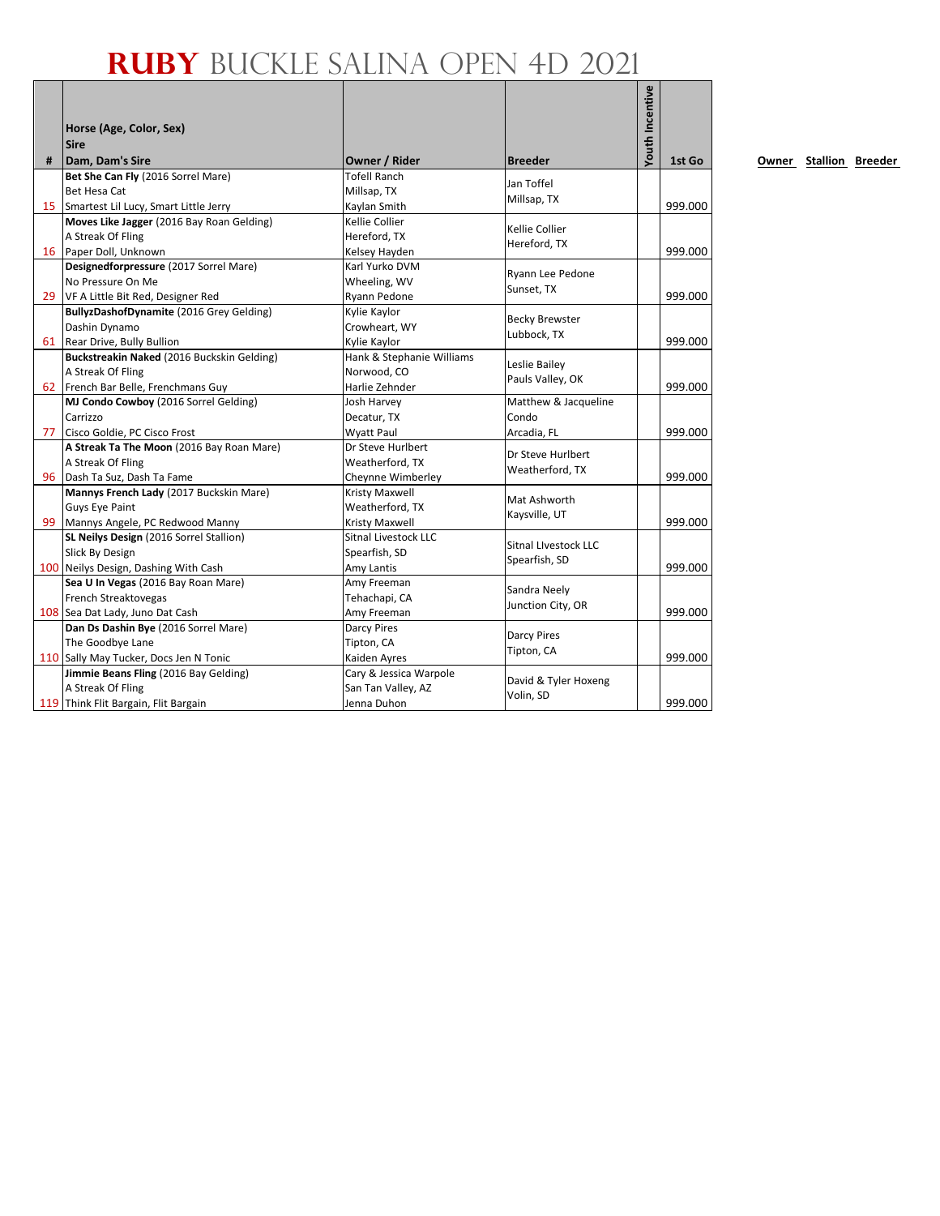# RUBY BUCKLE SALINA OPEN 4D 2021

| # | Horse (Age, Color, Sex)<br>Sire<br>Dam, Dam's Sire | Owner / Rider | Breeder | Youth Incentive | 1st Go |
|---|---|---|---|---|---|
| 15 | **Bet She Can Fly** (2016 Sorrel Mare)<br>Bet Hesa Cat<br>Smartest Lil Lucy, Smart Little Jerry | Tofell Ranch<br>Millsap, TX<br>Kaylan Smith | Jan Toffel<br>Millsap, TX | | 999.000 |
| 16 | **Moves Like Jagger** (2016 Bay Roan Gelding)<br>A Streak Of Fling<br>Paper Doll, Unknown | Kellie Collier<br>Hereford, TX<br>Kelsey Hayden | Kellie Collier<br>Hereford, TX | | 999.000 |
| 29 | **Designedforpressure** (2017 Sorrel Mare)<br>No Pressure On Me<br>VF A Little Bit Red, Designer Red | Karl Yurko DVM<br>Wheeling, WV<br>Ryann Pedone | Ryann Lee Pedone<br>Sunset, TX | | 999.000 |
| 61 | **BullyzDashofDynamite** (2016 Grey Gelding)<br>Dashin Dynamo<br>Rear Drive, Bully Bullion | Kylie Kaylor<br>Crowheart, WY<br>Kylie Kaylor | Becky Brewster<br>Lubbock, TX | | 999.000 |
| 62 | **Buckstreakin Naked** (2016 Buckskin Gelding)<br>A Streak Of Fling<br>French Bar Belle, Frenchmans Guy | Hank & Stephanie Williams<br>Norwood, CO<br>Harlie Zehnder | Leslie Bailey<br>Pauls Valley, OK | | 999.000 |
| 77 | **MJ Condo Cowboy** (2016 Sorrel Gelding)<br>Carrizzo<br>Cisco Goldie, PC Cisco Frost | Josh Harvey<br>Decatur, TX<br>Wyatt Paul | Matthew & Jacqueline Condo<br>Arcadia, FL | | 999.000 |
| 96 | **A Streak Ta The Moon** (2016 Bay Roan Mare)<br>A Streak Of Fling<br>Dash Ta Suz, Dash Ta Fame | Dr Steve Hurlbert<br>Weatherford, TX<br>Cheynne Wimberley | Dr Steve Hurlbert<br>Weatherford, TX | | 999.000 |
| 99 | **Mannys French Lady** (2017 Buckskin Mare)<br>Guys Eye Paint<br>Mannys Angele, PC Redwood Manny | Kristy Maxwell<br>Weatherford, TX<br>Kristy Maxwell | Mat Ashworth<br>Kaysville, UT | | 999.000 |
| 100 | **SL Neilys Design** (2016 Sorrel Stallion)<br>Slick By Design<br>Neilys Design, Dashing With Cash | Sitnal Livestock LLC<br>Spearfish, SD<br>Amy Lantis | Sitnal LIvestock LLC<br>Spearfish, SD | | 999.000 |
| 108 | **Sea U In Vegas** (2016 Bay Roan Mare)<br>French Streaktovegas<br>Sea Dat Lady, Juno Dat Cash | Amy Freeman<br>Tehachapi, CA<br>Amy Freeman | Sandra Neely<br>Junction City, OR | | 999.000 |
| 110 | **Dan Ds Dashin Bye** (2016 Sorrel Mare)<br>The Goodbye Lane<br>Sally May Tucker, Docs Jen N Tonic | Darcy Pires<br>Tipton, CA<br>Kaiden Ayres | Darcy Pires<br>Tipton, CA | | 999.000 |
| 119 | **Jimmie Beans Fling** (2016 Bay Gelding)<br>A Streak Of Fling<br>Think Flit Bargain, Flit Bargain | Cary & Jessica Warpole<br>San Tan Valley, AZ<br>Jenna Duhon | David & Tyler Hoxeng<br>Volin, SD | | 999.000 |

Owner Stallion Breeder